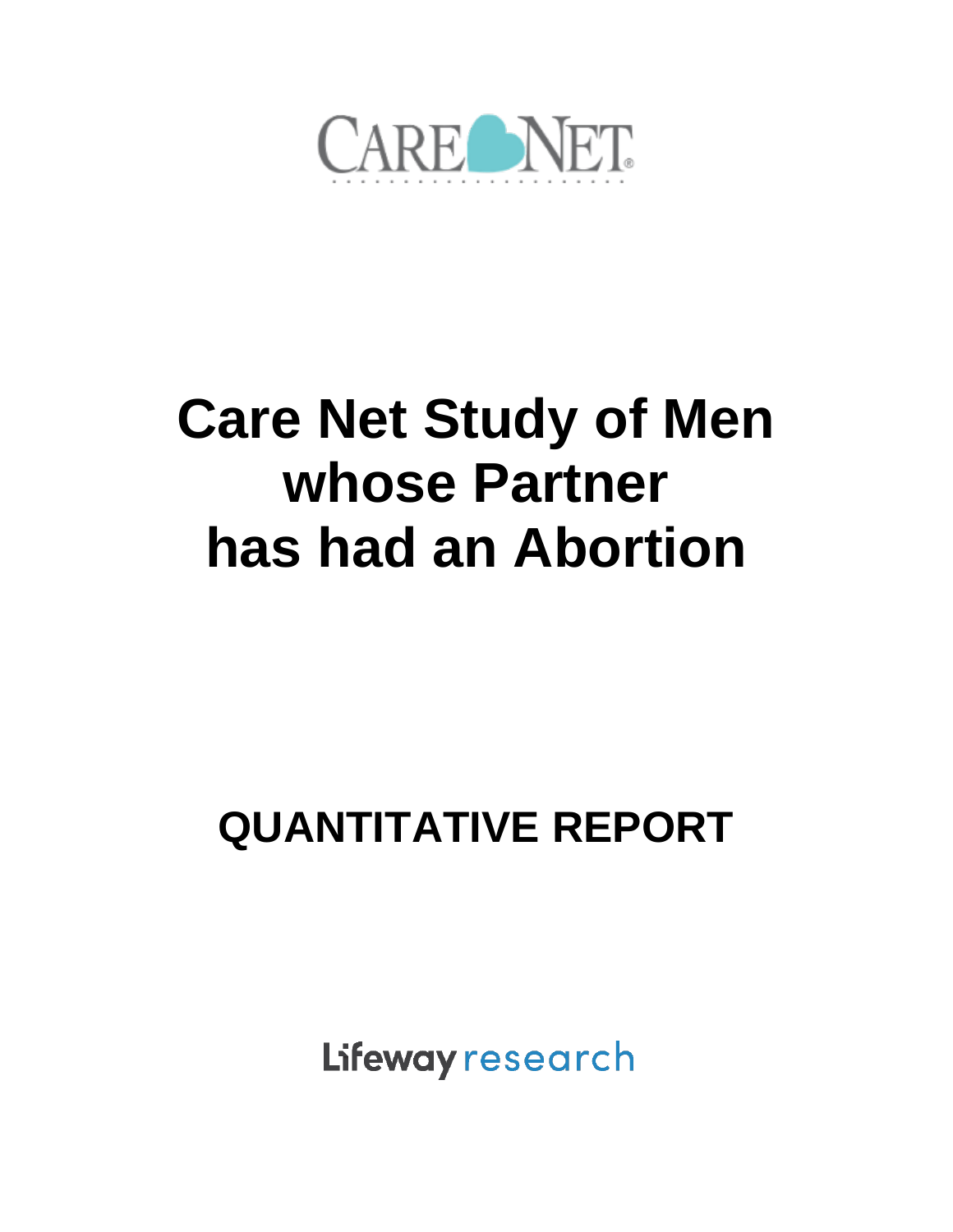CARE NET

# Care Net Study of Men whose Partner has had an Abortion

## QUANTITATIVE REPORT

Lifeway research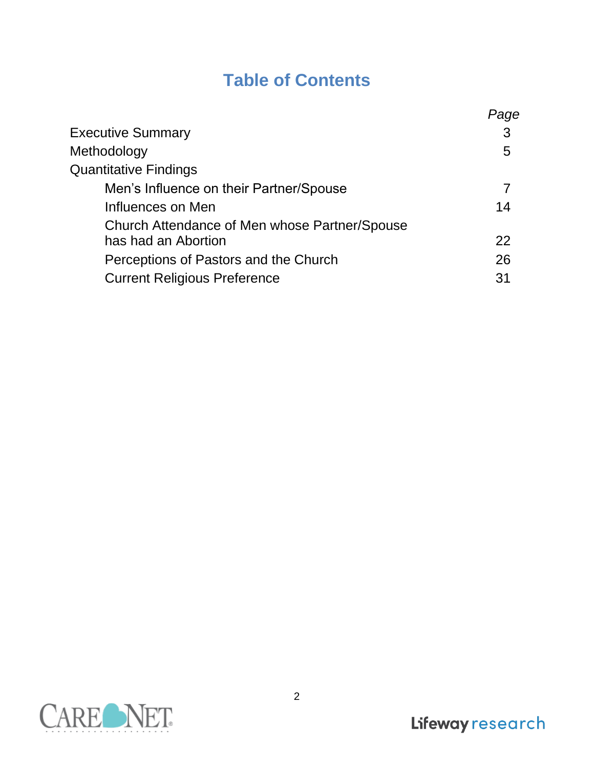# Table of Contents

| | *Page* |
|---|---|
| Executive Summary | 3 |
| Methodology | 5 |
| Quantitative Findings | |
| Men's Influence on their Partner/Spouse | 7 |
| Influences on Men | 14 |
| Church Attendance of Men whose Partner/Spouse has had an Abortion | 22 |
| Perceptions of Pastors and the Church | 26 |
| Current Religious Preference | 31 |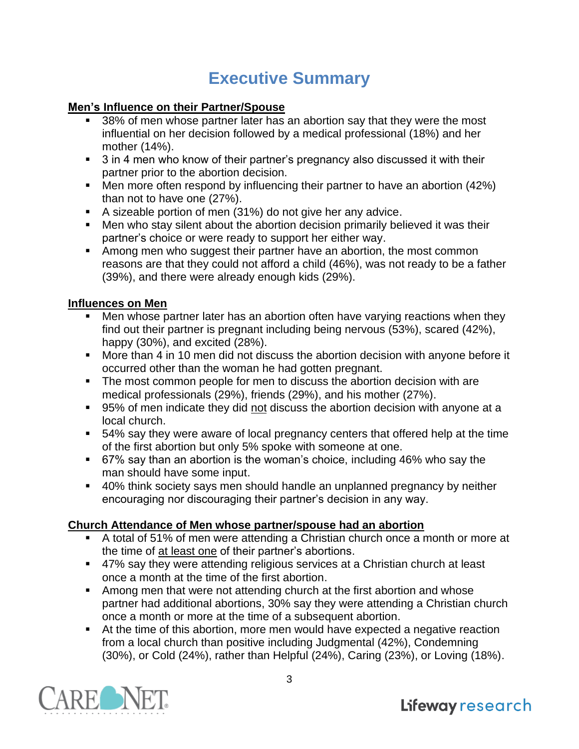# Executive Summary

**<u>Men's Influence on their Partner/Spouse</u>**

- 38% of men whose partner later has an abortion say that they were the most influential on her decision followed by a medical professional (18%) and her mother (14%).
- 3 in 4 men who know of their partner's pregnancy also discussed it with their partner prior to the abortion decision.
- Men more often respond by influencing their partner to have an abortion (42%) than not to have one (27%).
- A sizeable portion of men (31%) do not give her any advice.
- Men who stay silent about the abortion decision primarily believed it was their partner's choice or were ready to support her either way.
- Among men who suggest their partner have an abortion, the most common reasons are that they could not afford a child (46%), was not ready to be a father (39%), and there were already enough kids (29%).

**<u>Influences on Men</u>**

- Men whose partner later has an abortion often have varying reactions when they find out their partner is pregnant including being nervous (53%), scared (42%), happy (30%), and excited (28%).
- More than 4 in 10 men did not discuss the abortion decision with anyone before it occurred other than the woman he had gotten pregnant.
- The most common people for men to discuss the abortion decision with are medical professionals (29%), friends (29%), and his mother (27%).
- 95% of men indicate they did <u>not</u> discuss the abortion decision with anyone at a local church.
- 54% say they were aware of local pregnancy centers that offered help at the time of the first abortion but only 5% spoke with someone at one.
- 67% say than an abortion is the woman's choice, including 46% who say the man should have some input.
- 40% think society says men should handle an unplanned pregnancy by neither encouraging nor discouraging their partner's decision in any way.

**<u>Church Attendance of Men whose partner/spouse had an abortion</u>**

- A total of 51% of men were attending a Christian church once a month or more at the time of <u>at least one</u> of their partner's abortions.
- 47% say they were attending religious services at a Christian church at least once a month at the time of the first abortion.
- Among men that were not attending church at the first abortion and whose partner had additional abortions, 30% say they were attending a Christian church once a month or more at the time of a subsequent abortion.
- At the time of this abortion, more men would have expected a negative reaction from a local church than positive including Judgmental (42%), Condemning (30%), or Cold (24%), rather than Helpful (24%), Caring (23%), or Loving (18%).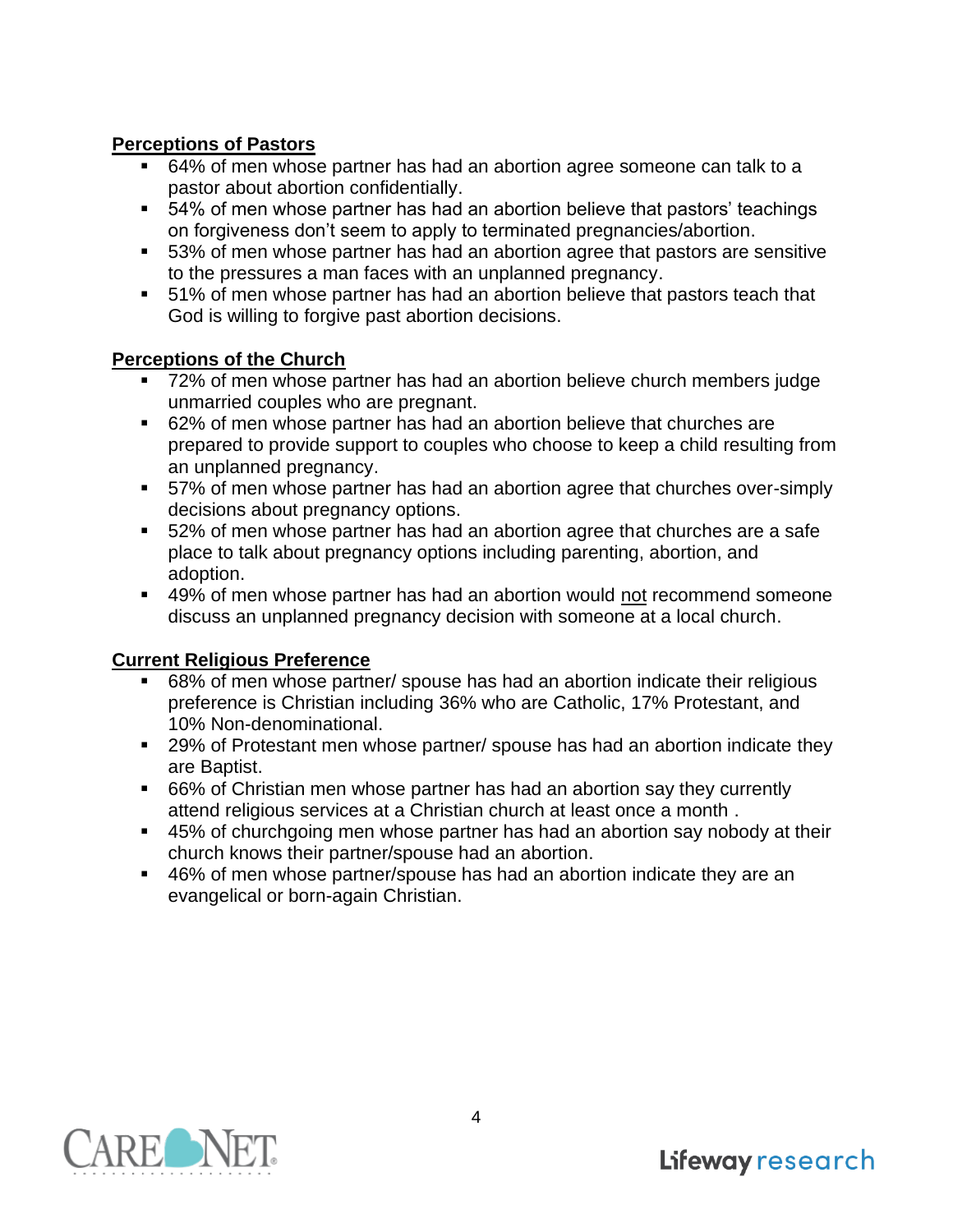**Perceptions of Pastors**

- 64% of men whose partner has had an abortion agree someone can talk to a pastor about abortion confidentially.
- 54% of men whose partner has had an abortion believe that pastors' teachings on forgiveness don't seem to apply to terminated pregnancies/abortion.
- 53% of men whose partner has had an abortion agree that pastors are sensitive to the pressures a man faces with an unplanned pregnancy.
- 51% of men whose partner has had an abortion believe that pastors teach that God is willing to forgive past abortion decisions.

**Perceptions of the Church**

- 72% of men whose partner has had an abortion believe church members judge unmarried couples who are pregnant.
- 62% of men whose partner has had an abortion believe that churches are prepared to provide support to couples who choose to keep a child resulting from an unplanned pregnancy.
- 57% of men whose partner has had an abortion agree that churches over-simply decisions about pregnancy options.
- 52% of men whose partner has had an abortion agree that churches are a safe place to talk about pregnancy options including parenting, abortion, and adoption.
- 49% of men whose partner has had an abortion would not recommend someone discuss an unplanned pregnancy decision with someone at a local church.

**Current Religious Preference**

- 68% of men whose partner/ spouse has had an abortion indicate their religious preference is Christian including 36% who are Catholic, 17% Protestant, and 10% Non-denominational.
- 29% of Protestant men whose partner/ spouse has had an abortion indicate they are Baptist.
- 66% of Christian men whose partner has had an abortion say they currently attend religious services at a Christian church at least once a month .
- 45% of churchgoing men whose partner has had an abortion say nobody at their church knows their partner/spouse had an abortion.
- 46% of men whose partner/spouse has had an abortion indicate they are an evangelical or born-again Christian.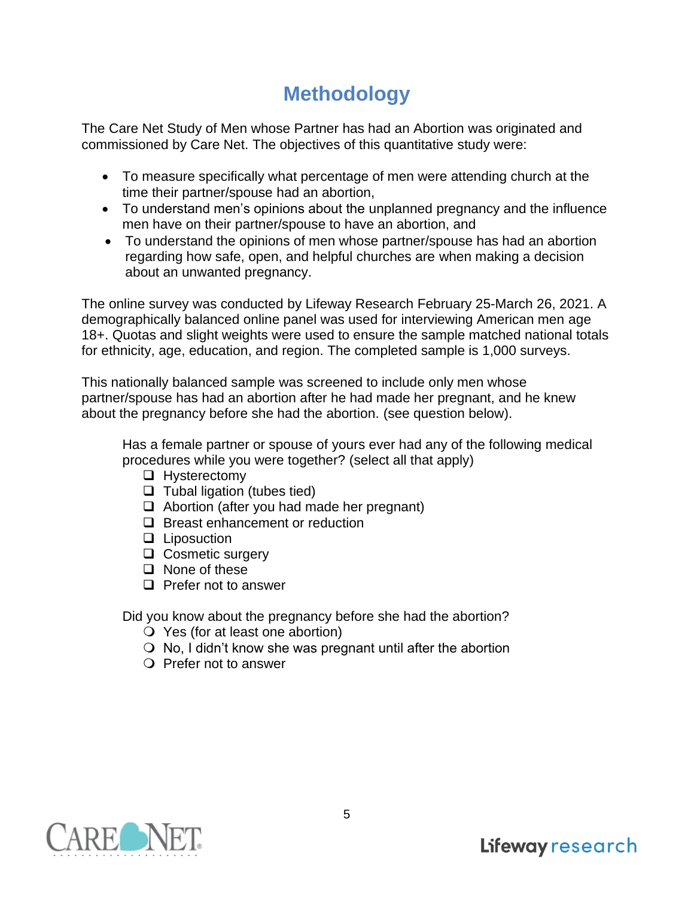# Methodology

The Care Net Study of Men whose Partner has had an Abortion was originated and commissioned by Care Net. The objectives of this quantitative study were:

- To measure specifically what percentage of men were attending church at the time their partner/spouse had an abortion,
- To understand men's opinions about the unplanned pregnancy and the influence men have on their partner/spouse to have an abortion, and
- To understand the opinions of men whose partner/spouse has had an abortion regarding how safe, open, and helpful churches are when making a decision about an unwanted pregnancy.

The online survey was conducted by Lifeway Research February 25-March 26, 2021. A demographically balanced online panel was used for interviewing American men age 18+. Quotas and slight weights were used to ensure the sample matched national totals for ethnicity, age, education, and region. The completed sample is 1,000 surveys.

This nationally balanced sample was screened to include only men whose partner/spouse has had an abortion after he had made her pregnant, and he knew about the pregnancy before she had the abortion. (see question below).

Has a female partner or spouse of yours ever had any of the following medical procedures while you were together? (select all that apply)

- ❑ Hysterectomy
- ❑ Tubal ligation (tubes tied)
- ❑ Abortion (after you had made her pregnant)
- ❑ Breast enhancement or reduction
- ❑ Liposuction
- ❑ Cosmetic surgery
- ❑ None of these
- ❑ Prefer not to answer

Did you know about the pregnancy before she had the abortion?

- ❍ Yes (for at least one abortion)
- ❍ No, I didn't know she was pregnant until after the abortion
- ❍ Prefer not to answer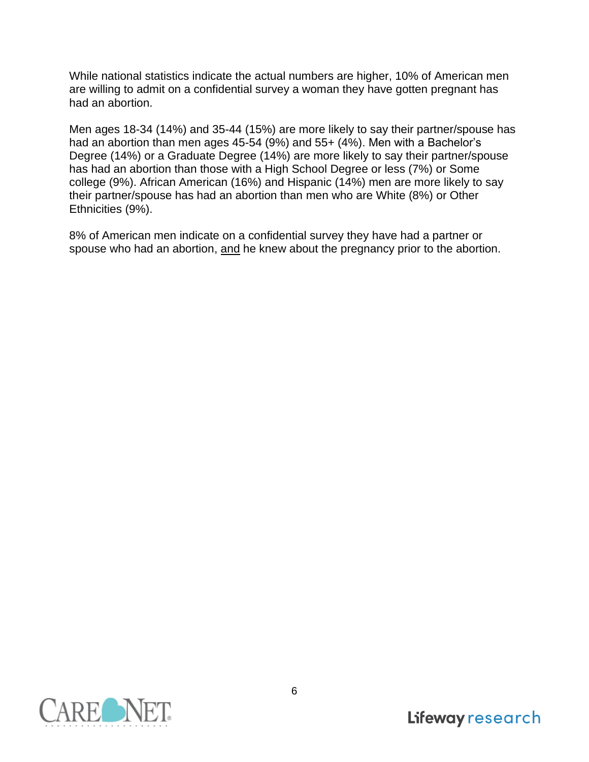While national statistics indicate the actual numbers are higher, 10% of American men are willing to admit on a confidential survey a woman they have gotten pregnant has had an abortion.

Men ages 18-34 (14%) and 35-44 (15%) are more likely to say their partner/spouse has had an abortion than men ages 45-54 (9%) and 55+ (4%). Men with a Bachelor's Degree (14%) or a Graduate Degree (14%) are more likely to say their partner/spouse has had an abortion than those with a High School Degree or less (7%) or Some college (9%). African American (16%) and Hispanic (14%) men are more likely to say their partner/spouse has had an abortion than men who are White (8%) or Other Ethnicities (9%).

8% of American men indicate on a confidential survey they have had a partner or spouse who had an abortion, <u>and</u> he knew about the pregnancy prior to the abortion.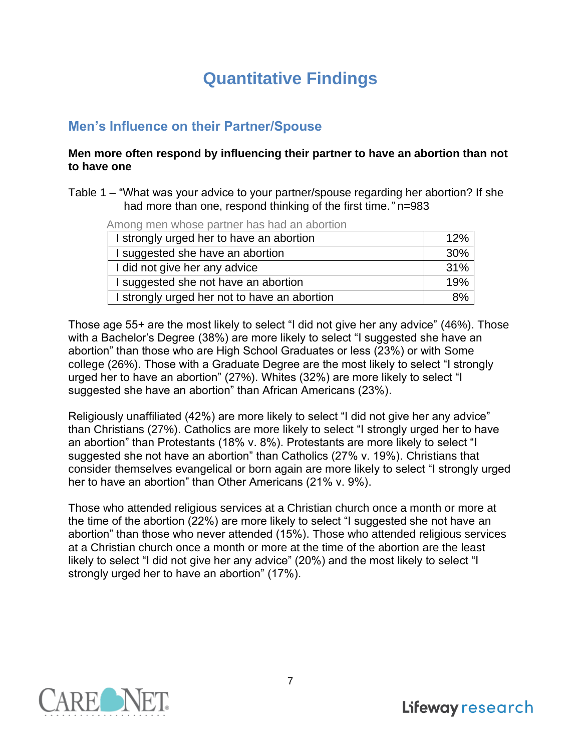# Quantitative Findings

## Men's Influence on their Partner/Spouse

**Men more often respond by influencing their partner to have an abortion than not to have one**

Table 1 – "What was your advice to your partner/spouse regarding her abortion? If she had more than one, respond thinking of the first time." n=983

Among men whose partner has had an abortion

| | |
|---|---|
| I strongly urged her to have an abortion | 12% |
| I suggested she have an abortion | 30% |
| I did not give her any advice | 31% |
| I suggested she not have an abortion | 19% |
| I strongly urged her not to have an abortion | 8% |

Those age 55+ are the most likely to select "I did not give her any advice" (46%). Those with a Bachelor's Degree (38%) are more likely to select "I suggested she have an abortion" than those who are High School Graduates or less (23%) or with Some college (26%). Those with a Graduate Degree are the most likely to select "I strongly urged her to have an abortion" (27%). Whites (32%) are more likely to select "I suggested she have an abortion" than African Americans (23%).

Religiously unaffiliated (42%) are more likely to select "I did not give her any advice" than Christians (27%). Catholics are more likely to select "I strongly urged her to have an abortion" than Protestants (18% v. 8%). Protestants are more likely to select "I suggested she not have an abortion" than Catholics (27% v. 19%). Christians that consider themselves evangelical or born again are more likely to select "I strongly urged her to have an abortion" than Other Americans (21% v. 9%).

Those who attended religious services at a Christian church once a month or more at the time of the abortion (22%) are more likely to select "I suggested she not have an abortion" than those who never attended (15%). Those who attended religious services at a Christian church once a month or more at the time of the abortion are the least likely to select "I did not give her any advice" (20%) and the most likely to select "I strongly urged her to have an abortion" (17%).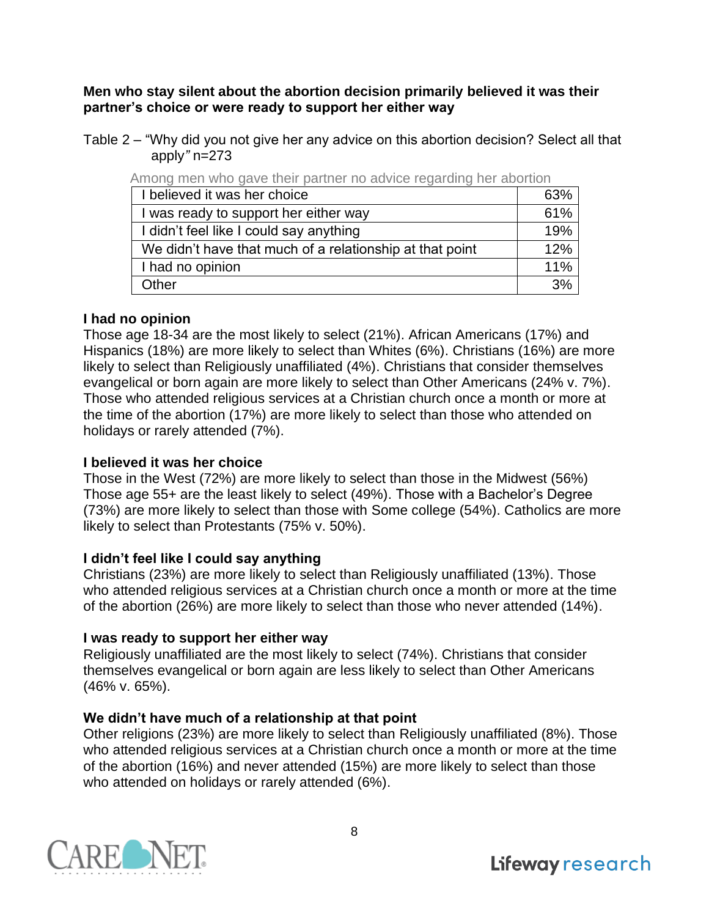**Men who stay silent about the abortion decision primarily believed it was their partner's choice or were ready to support her either way**

Table 2 – "Why did you not give her any advice on this abortion decision? Select all that apply" n=273

Among men who gave their partner no advice regarding her abortion

| | |
|---|---|
| I believed it was her choice | 63% |
| I was ready to support her either way | 61% |
| I didn't feel like I could say anything | 19% |
| We didn't have that much of a relationship at that point | 12% |
| I had no opinion | 11% |
| Other | 3% |

**I had no opinion**
Those age 18-34 are the most likely to select (21%). African Americans (17%) and Hispanics (18%) are more likely to select than Whites (6%). Christians (16%) are more likely to select than Religiously unaffiliated (4%). Christians that consider themselves evangelical or born again are more likely to select than Other Americans (24% v. 7%). Those who attended religious services at a Christian church once a month or more at the time of the abortion (17%) are more likely to select than those who attended on holidays or rarely attended (7%).

**I believed it was her choice**
Those in the West (72%) are more likely to select than those in the Midwest (56%) Those age 55+ are the least likely to select (49%). Those with a Bachelor's Degree (73%) are more likely to select than those with Some college (54%). Catholics are more likely to select than Protestants (75% v. 50%).

**I didn't feel like I could say anything**
Christians (23%) are more likely to select than Religiously unaffiliated (13%). Those who attended religious services at a Christian church once a month or more at the time of the abortion (26%) are more likely to select than those who never attended (14%).

**I was ready to support her either way**
Religiously unaffiliated are the most likely to select (74%). Christians that consider themselves evangelical or born again are less likely to select than Other Americans (46% v. 65%).

**We didn't have much of a relationship at that point**
Other religions (23%) are more likely to select than Religiously unaffiliated (8%). Those who attended religious services at a Christian church once a month or more at the time of the abortion (16%) and never attended (15%) are more likely to select than those who attended on holidays or rarely attended (6%).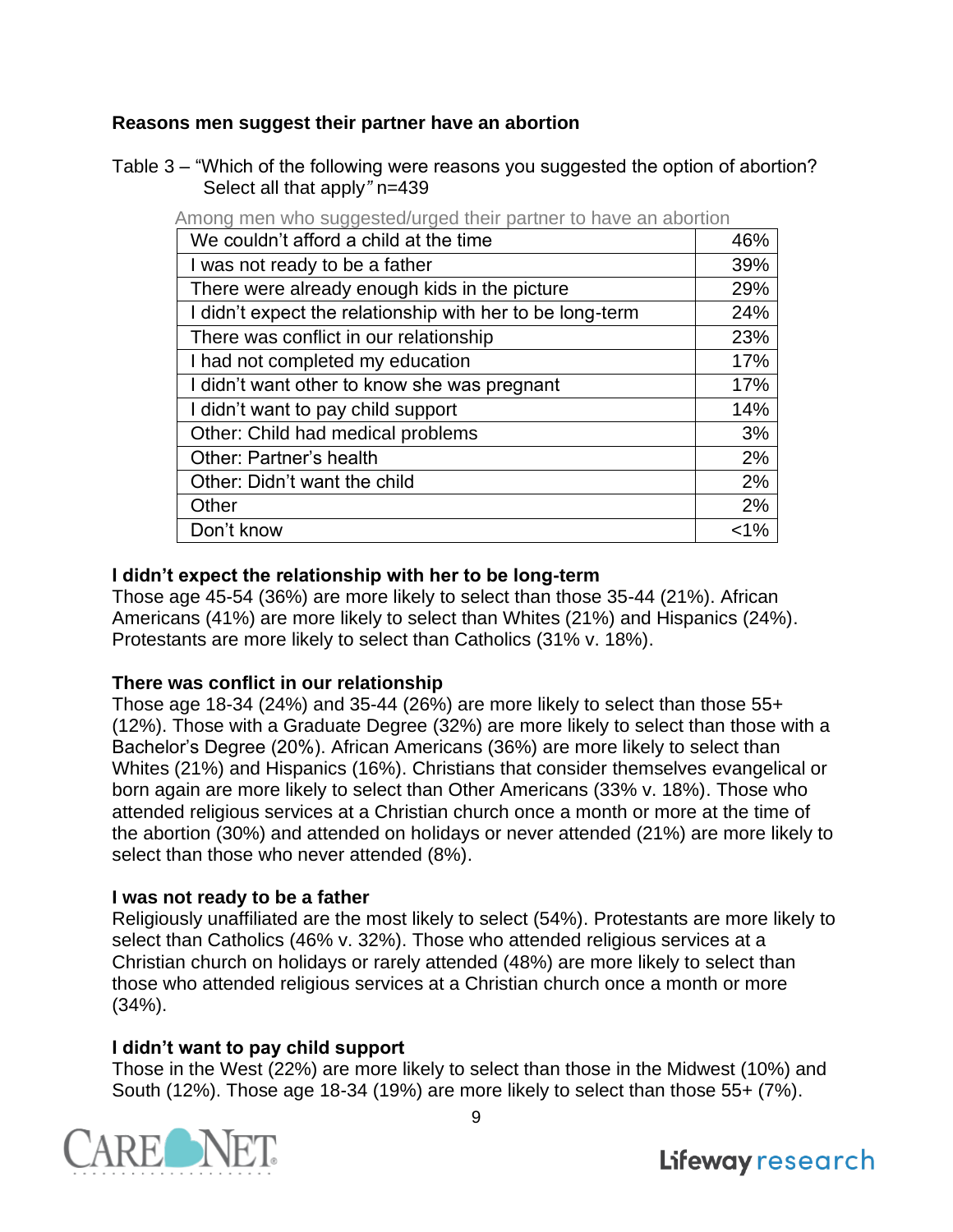### Reasons men suggest their partner have an abortion

Table 3 – "Which of the following were reasons you suggested the option of abortion? Select all that apply" n=439

Among men who suggested/urged their partner to have an abortion

| Reason | % |
|---|---|
| We couldn't afford a child at the time | 46% |
| I was not ready to be a father | 39% |
| There were already enough kids in the picture | 29% |
| I didn't expect the relationship with her to be long-term | 24% |
| There was conflict in our relationship | 23% |
| I had not completed my education | 17% |
| I didn't want other to know she was pregnant | 17% |
| I didn't want to pay child support | 14% |
| Other: Child had medical problems | 3% |
| Other: Partner's health | 2% |
| Other: Didn't want the child | 2% |
| Other | 2% |
| Don't know | <1% |

**I didn't expect the relationship with her to be long-term**
Those age 45-54 (36%) are more likely to select than those 35-44 (21%). African Americans (41%) are more likely to select than Whites (21%) and Hispanics (24%). Protestants are more likely to select than Catholics (31% v. 18%).

**There was conflict in our relationship**
Those age 18-34 (24%) and 35-44 (26%) are more likely to select than those 55+ (12%). Those with a Graduate Degree (32%) are more likely to select than those with a Bachelor's Degree (20%). African Americans (36%) are more likely to select than Whites (21%) and Hispanics (16%). Christians that consider themselves evangelical or born again are more likely to select than Other Americans (33% v. 18%). Those who attended religious services at a Christian church once a month or more at the time of the abortion (30%) and attended on holidays or never attended (21%) are more likely to select than those who never attended (8%).

**I was not ready to be a father**
Religiously unaffiliated are the most likely to select (54%). Protestants are more likely to select than Catholics (46% v. 32%). Those who attended religious services at a Christian church on holidays or rarely attended (48%) are more likely to select than those who attended religious services at a Christian church once a month or more (34%).

**I didn't want to pay child support**
Those in the West (22%) are more likely to select than those in the Midwest (10%) and South (12%). Those age 18-34 (19%) are more likely to select than those 55+ (7%).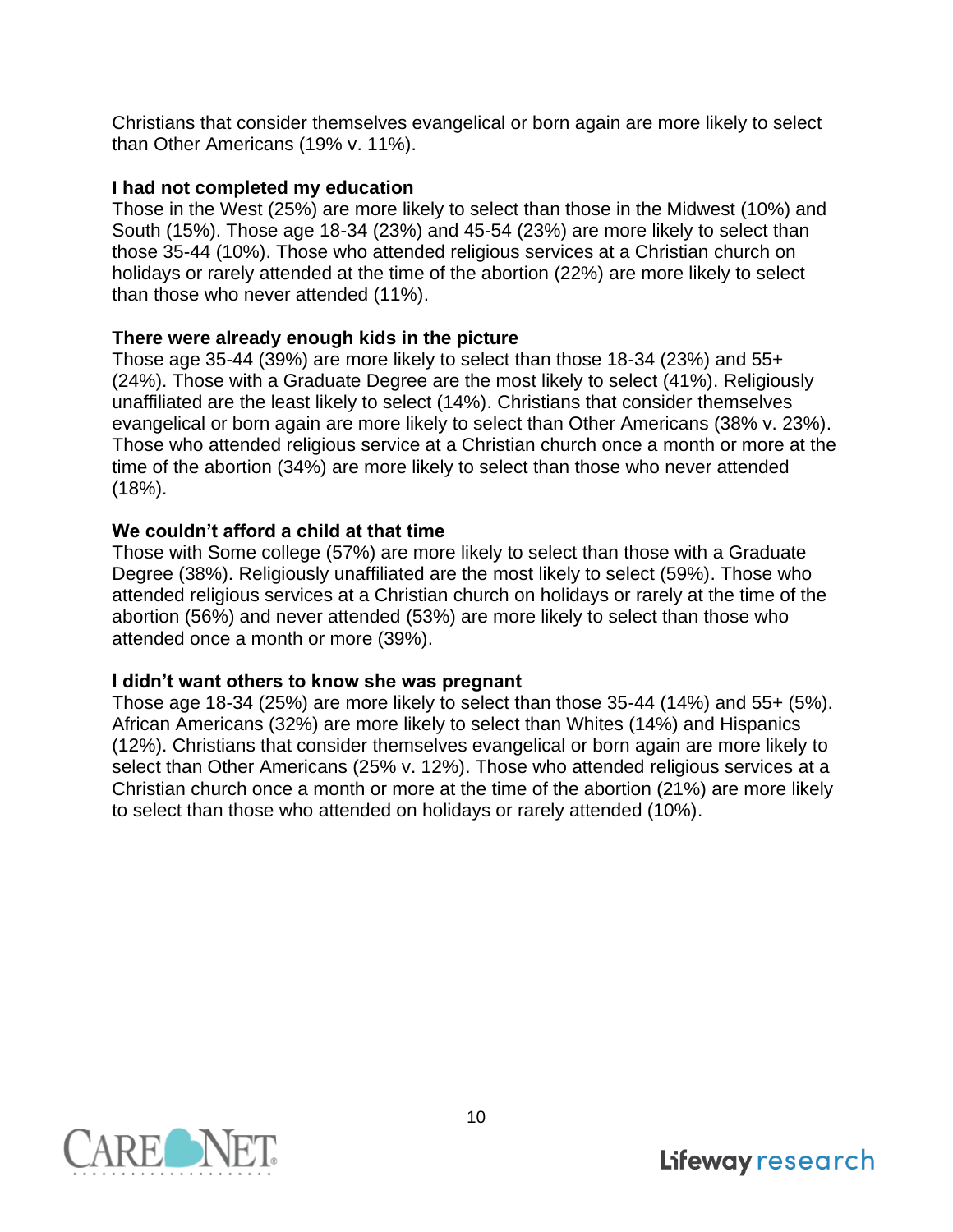Christians that consider themselves evangelical or born again are more likely to select than Other Americans (19% v. 11%).

**I had not completed my education**

Those in the West (25%) are more likely to select than those in the Midwest (10%) and South (15%). Those age 18-34 (23%) and 45-54 (23%) are more likely to select than those 35-44 (10%). Those who attended religious services at a Christian church on holidays or rarely attended at the time of the abortion (22%) are more likely to select than those who never attended (11%).

**There were already enough kids in the picture**

Those age 35-44 (39%) are more likely to select than those 18-34 (23%) and 55+ (24%). Those with a Graduate Degree are the most likely to select (41%). Religiously unaffiliated are the least likely to select (14%). Christians that consider themselves evangelical or born again are more likely to select than Other Americans (38% v. 23%). Those who attended religious service at a Christian church once a month or more at the time of the abortion (34%) are more likely to select than those who never attended (18%).

**We couldn't afford a child at that time**

Those with Some college (57%) are more likely to select than those with a Graduate Degree (38%). Religiously unaffiliated are the most likely to select (59%). Those who attended religious services at a Christian church on holidays or rarely at the time of the abortion (56%) and never attended (53%) are more likely to select than those who attended once a month or more (39%).

**I didn't want others to know she was pregnant**

Those age 18-34 (25%) are more likely to select than those 35-44 (14%) and 55+ (5%). African Americans (32%) are more likely to select than Whites (14%) and Hispanics (12%). Christians that consider themselves evangelical or born again are more likely to select than Other Americans (25% v. 12%). Those who attended religious services at a Christian church once a month or more at the time of the abortion (21%) are more likely to select than those who attended on holidays or rarely attended (10%).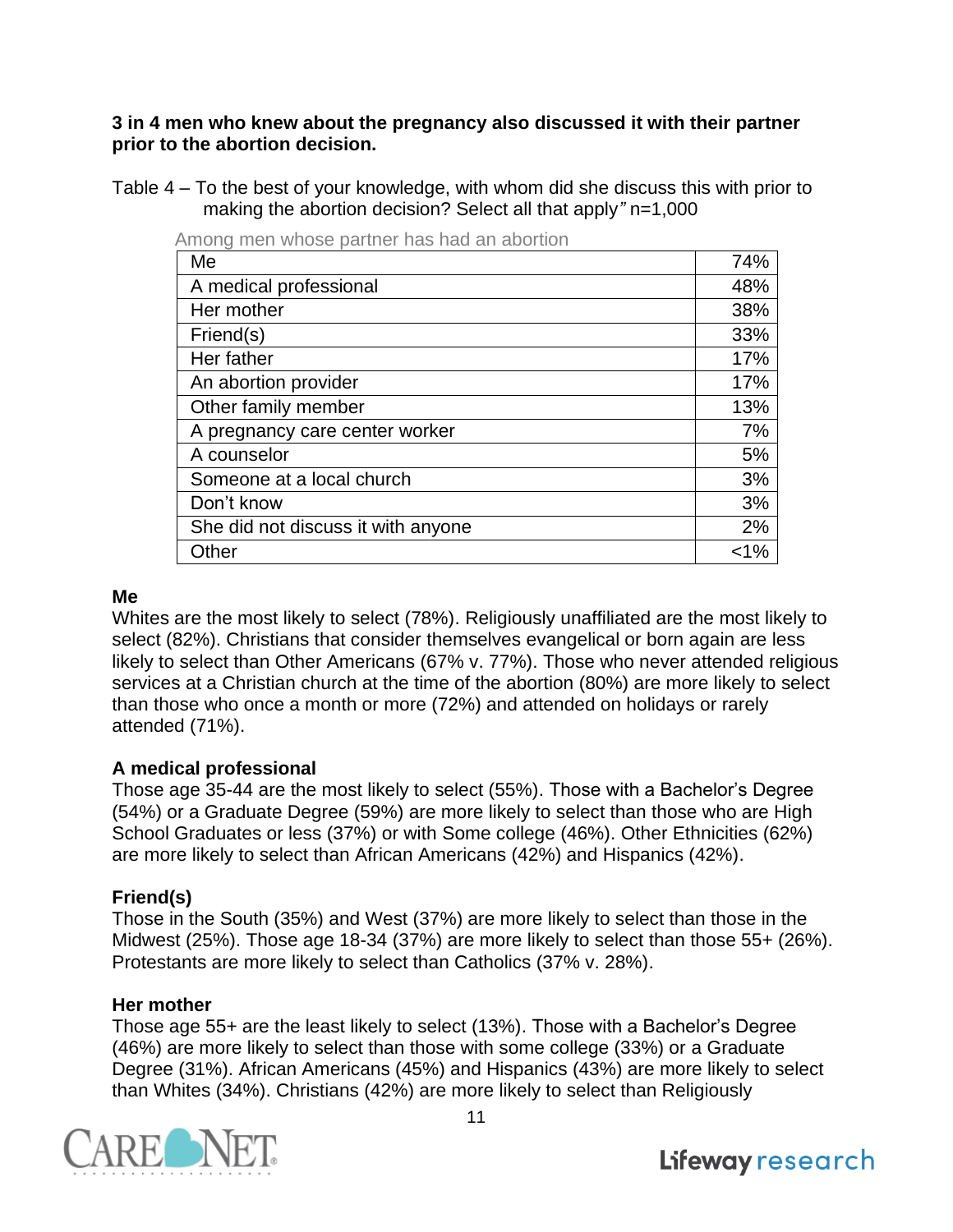**3 in 4 men who knew about the pregnancy also discussed it with their partner prior to the abortion decision.**

Table 4 – To the best of your knowledge, with whom did she discuss this with prior to making the abortion decision? Select all that apply" n=1,000

Among men whose partner has had an abortion

| | |
|---|---|
| Me | 74% |
| A medical professional | 48% |
| Her mother | 38% |
| Friend(s) | 33% |
| Her father | 17% |
| An abortion provider | 17% |
| Other family member | 13% |
| A pregnancy care center worker | 7% |
| A counselor | 5% |
| Someone at a local church | 3% |
| Don't know | 3% |
| She did not discuss it with anyone | 2% |
| Other | <1% |

**Me**

Whites are the most likely to select (78%). Religiously unaffiliated are the most likely to select (82%). Christians that consider themselves evangelical or born again are less likely to select than Other Americans (67% v. 77%). Those who never attended religious services at a Christian church at the time of the abortion (80%) are more likely to select than those who once a month or more (72%) and attended on holidays or rarely attended (71%).

**A medical professional**

Those age 35-44 are the most likely to select (55%). Those with a Bachelor's Degree (54%) or a Graduate Degree (59%) are more likely to select than those who are High School Graduates or less (37%) or with Some college (46%). Other Ethnicities (62%) are more likely to select than African Americans (42%) and Hispanics (42%).

**Friend(s)**

Those in the South (35%) and West (37%) are more likely to select than those in the Midwest (25%). Those age 18-34 (37%) are more likely to select than those 55+ (26%). Protestants are more likely to select than Catholics (37% v. 28%).

**Her mother**

Those age 55+ are the least likely to select (13%). Those with a Bachelor's Degree (46%) are more likely to select than those with some college (33%) or a Graduate Degree (31%). African Americans (45%) and Hispanics (43%) are more likely to select than Whites (34%). Christians (42%) are more likely to select than Religiously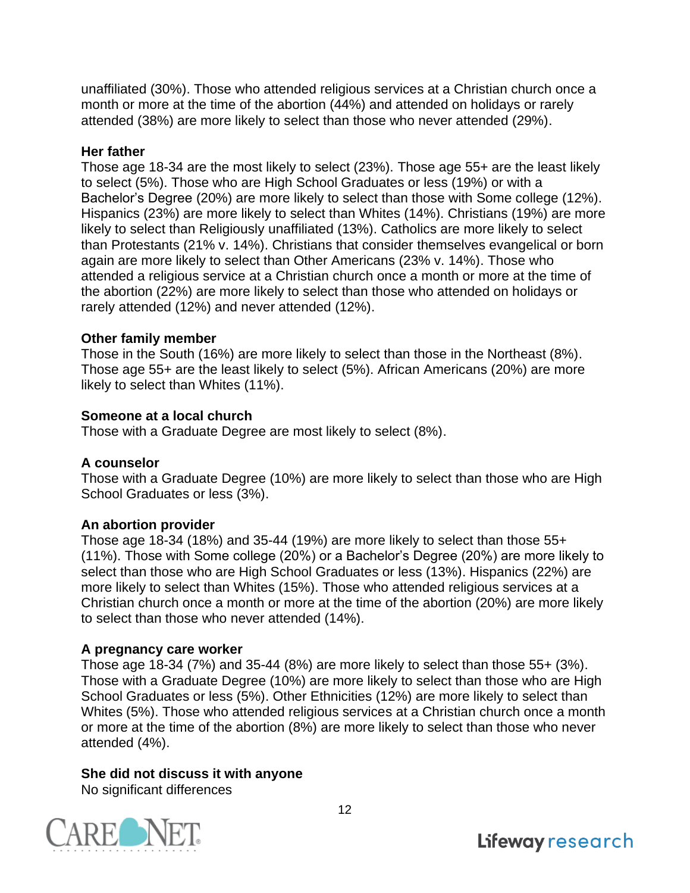unaffiliated (30%). Those who attended religious services at a Christian church once a month or more at the time of the abortion (44%) and attended on holidays or rarely attended (38%) are more likely to select than those who never attended (29%).

**Her father**
Those age 18-34 are the most likely to select (23%). Those age 55+ are the least likely to select (5%). Those who are High School Graduates or less (19%) or with a Bachelor's Degree (20%) are more likely to select than those with Some college (12%). Hispanics (23%) are more likely to select than Whites (14%). Christians (19%) are more likely to select than Religiously unaffiliated (13%). Catholics are more likely to select than Protestants (21% v. 14%). Christians that consider themselves evangelical or born again are more likely to select than Other Americans (23% v. 14%). Those who attended a religious service at a Christian church once a month or more at the time of the abortion (22%) are more likely to select than those who attended on holidays or rarely attended (12%) and never attended (12%).

**Other family member**
Those in the South (16%) are more likely to select than those in the Northeast (8%). Those age 55+ are the least likely to select (5%). African Americans (20%) are more likely to select than Whites (11%).

**Someone at a local church**
Those with a Graduate Degree are most likely to select (8%).

**A counselor**
Those with a Graduate Degree (10%) are more likely to select than those who are High School Graduates or less (3%).

**An abortion provider**
Those age 18-34 (18%) and 35-44 (19%) are more likely to select than those 55+ (11%). Those with Some college (20%) or a Bachelor's Degree (20%) are more likely to select than those who are High School Graduates or less (13%). Hispanics (22%) are more likely to select than Whites (15%). Those who attended religious services at a Christian church once a month or more at the time of the abortion (20%) are more likely to select than those who never attended (14%).

**A pregnancy care worker**
Those age 18-34 (7%) and 35-44 (8%) are more likely to select than those 55+ (3%). Those with a Graduate Degree (10%) are more likely to select than those who are High School Graduates or less (5%). Other Ethnicities (12%) are more likely to select than Whites (5%). Those who attended religious services at a Christian church once a month or more at the time of the abortion (8%) are more likely to select than those who never attended (4%).

**She did not discuss it with anyone**
No significant differences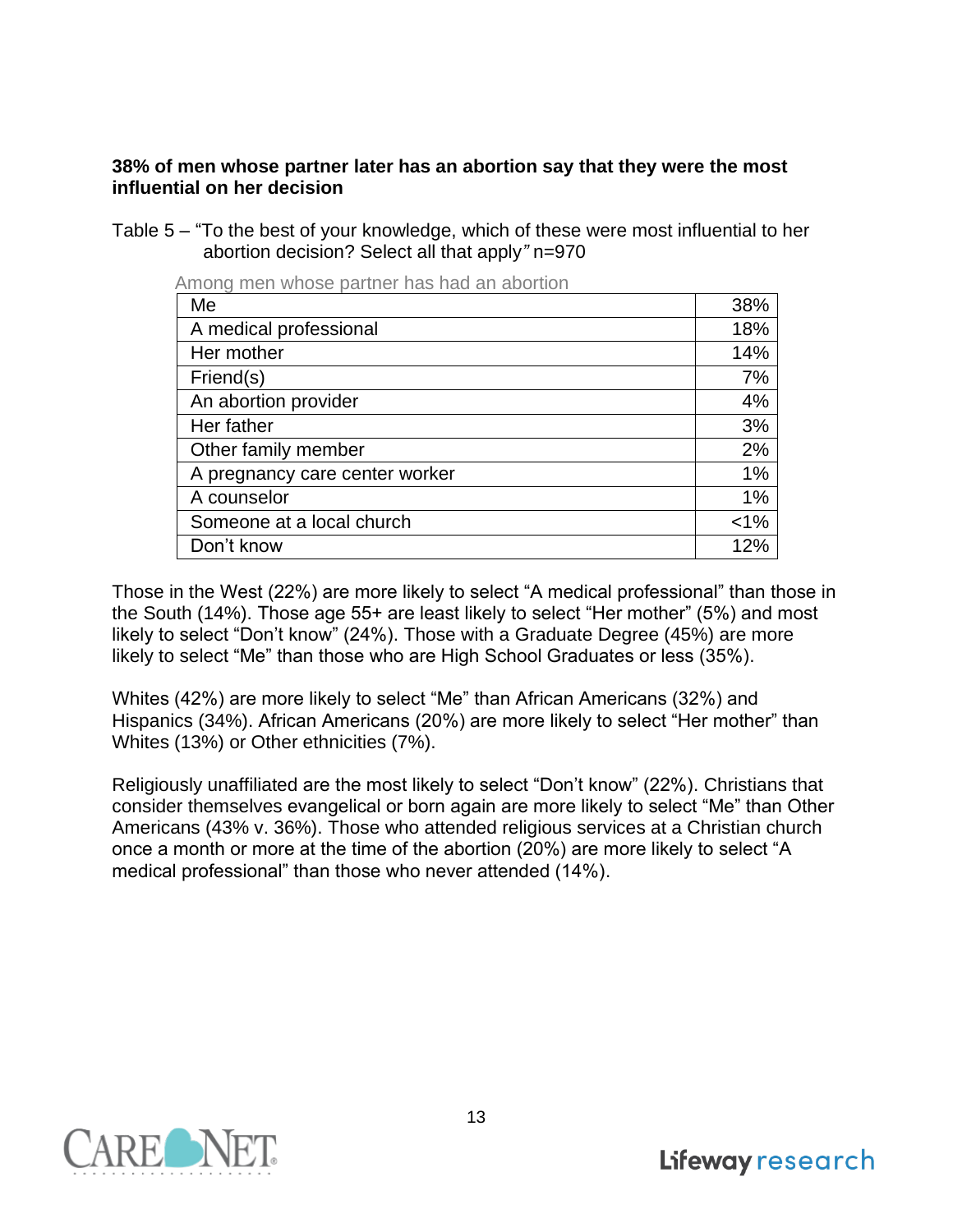**38% of men whose partner later has an abortion say that they were the most influential on her decision**

Table 5 – "To the best of your knowledge, which of these were most influential to her abortion decision? Select all that apply*"* n=970

Among men whose partner has had an abortion

| | |
|---|---|
| Me | 38% |
| A medical professional | 18% |
| Her mother | 14% |
| Friend(s) | 7% |
| An abortion provider | 4% |
| Her father | 3% |
| Other family member | 2% |
| A pregnancy care center worker | 1% |
| A counselor | 1% |
| Someone at a local church | <1% |
| Don't know | 12% |

Those in the West (22%) are more likely to select "A medical professional" than those in the South (14%). Those age 55+ are least likely to select "Her mother" (5%) and most likely to select "Don't know" (24%). Those with a Graduate Degree (45%) are more likely to select "Me" than those who are High School Graduates or less (35%).

Whites (42%) are more likely to select "Me" than African Americans (32%) and Hispanics (34%). African Americans (20%) are more likely to select "Her mother" than Whites (13%) or Other ethnicities (7%).

Religiously unaffiliated are the most likely to select "Don't know" (22%). Christians that consider themselves evangelical or born again are more likely to select "Me" than Other Americans (43% v. 36%). Those who attended religious services at a Christian church once a month or more at the time of the abortion (20%) are more likely to select "A medical professional" than those who never attended (14%).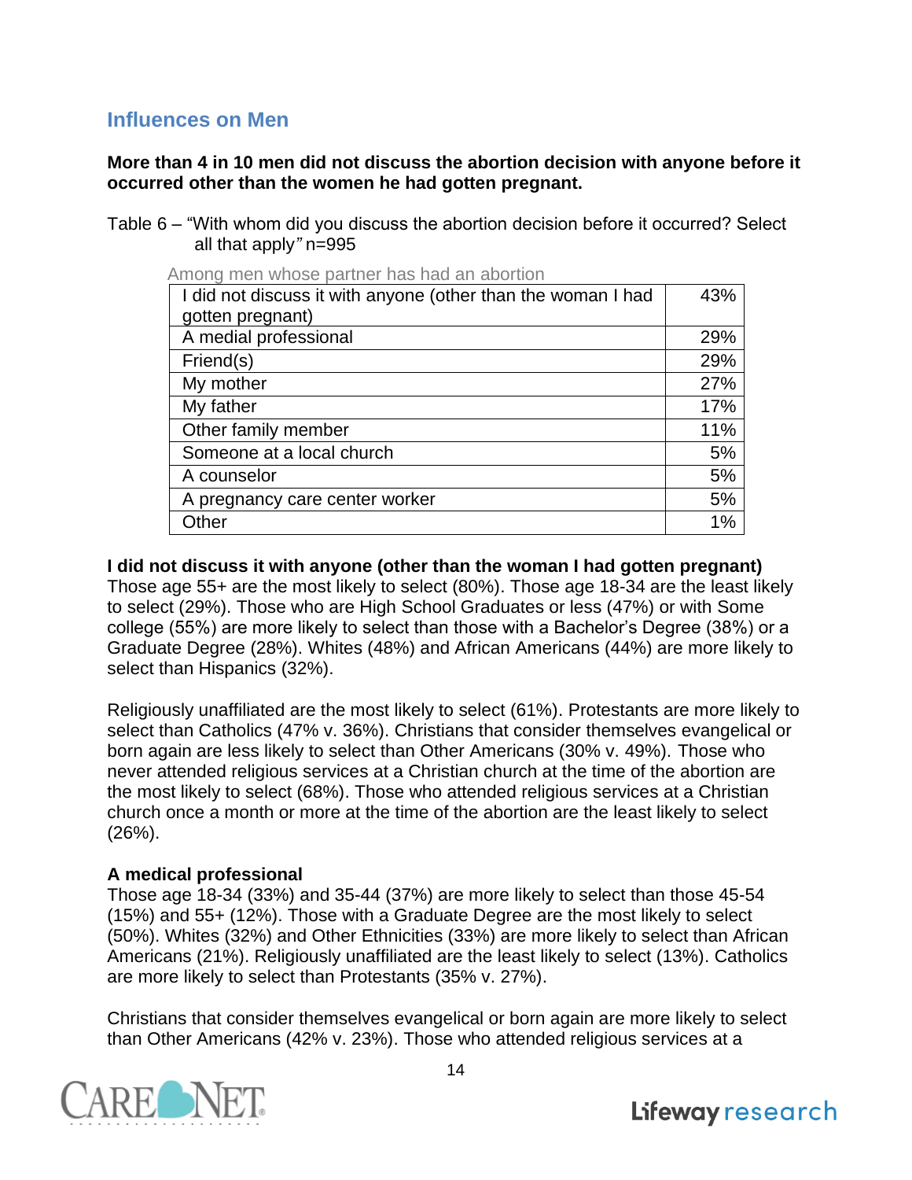## Influences on Men

**More than 4 in 10 men did not discuss the abortion decision with anyone before it occurred other than the women he had gotten pregnant.**

Table 6 – "With whom did you discuss the abortion decision before it occurred? Select all that apply*"* n=995

Among men whose partner has had an abortion

| | |
|---|---|
| I did not discuss it with anyone (other than the woman I had gotten pregnant) | 43% |
| A medial professional | 29% |
| Friend(s) | 29% |
| My mother | 27% |
| My father | 17% |
| Other family member | 11% |
| Someone at a local church | 5% |
| A counselor | 5% |
| A pregnancy care center worker | 5% |
| Other | 1% |

**I did not discuss it with anyone (other than the woman I had gotten pregnant)**
Those age 55+ are the most likely to select (80%). Those age 18-34 are the least likely to select (29%). Those who are High School Graduates or less (47%) or with Some college (55%) are more likely to select than those with a Bachelor's Degree (38%) or a Graduate Degree (28%). Whites (48%) and African Americans (44%) are more likely to select than Hispanics (32%).

Religiously unaffiliated are the most likely to select (61%). Protestants are more likely to select than Catholics (47% v. 36%). Christians that consider themselves evangelical or born again are less likely to select than Other Americans (30% v. 49%). Those who never attended religious services at a Christian church at the time of the abortion are the most likely to select (68%). Those who attended religious services at a Christian church once a month or more at the time of the abortion are the least likely to select (26%).

**A medical professional**
Those age 18-34 (33%) and 35-44 (37%) are more likely to select than those 45-54 (15%) and 55+ (12%). Those with a Graduate Degree are the most likely to select (50%). Whites (32%) and Other Ethnicities (33%) are more likely to select than African Americans (21%). Religiously unaffiliated are the least likely to select (13%). Catholics are more likely to select than Protestants (35% v. 27%).

Christians that consider themselves evangelical or born again are more likely to select than Other Americans (42% v. 23%). Those who attended religious services at a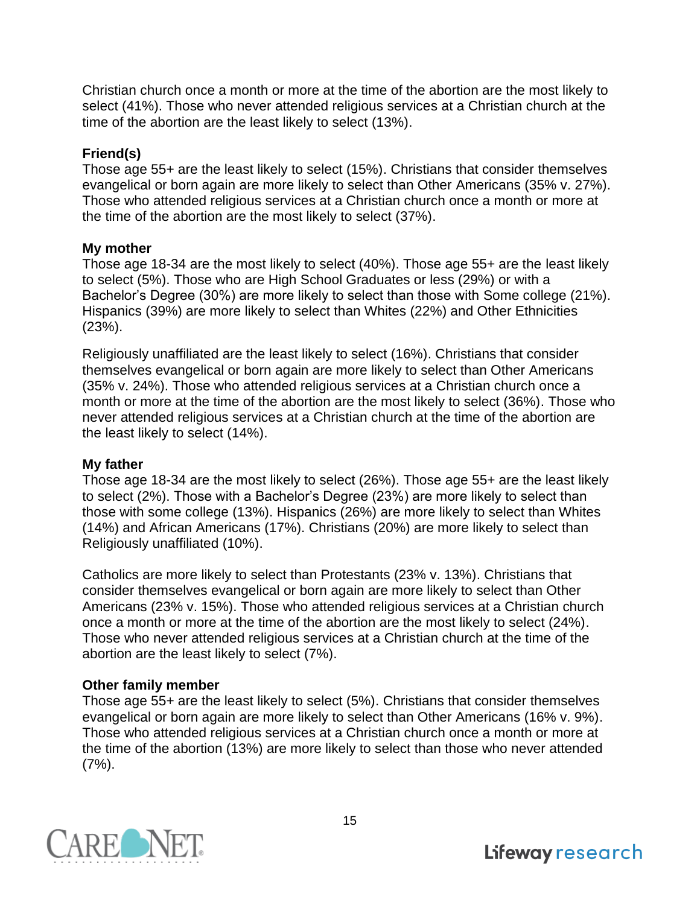Christian church once a month or more at the time of the abortion are the most likely to select (41%). Those who never attended religious services at a Christian church at the time of the abortion are the least likely to select (13%).

**Friend(s)**
Those age 55+ are the least likely to select (15%). Christians that consider themselves evangelical or born again are more likely to select than Other Americans (35% v. 27%). Those who attended religious services at a Christian church once a month or more at the time of the abortion are the most likely to select (37%).

**My mother**
Those age 18-34 are the most likely to select (40%). Those age 55+ are the least likely to select (5%). Those who are High School Graduates or less (29%) or with a Bachelor's Degree (30%) are more likely to select than those with Some college (21%). Hispanics (39%) are more likely to select than Whites (22%) and Other Ethnicities (23%).

Religiously unaffiliated are the least likely to select (16%). Christians that consider themselves evangelical or born again are more likely to select than Other Americans (35% v. 24%). Those who attended religious services at a Christian church once a month or more at the time of the abortion are the most likely to select (36%). Those who never attended religious services at a Christian church at the time of the abortion are the least likely to select (14%).

**My father**
Those age 18-34 are the most likely to select (26%). Those age 55+ are the least likely to select (2%). Those with a Bachelor's Degree (23%) are more likely to select than those with some college (13%). Hispanics (26%) are more likely to select than Whites (14%) and African Americans (17%). Christians (20%) are more likely to select than Religiously unaffiliated (10%).

Catholics are more likely to select than Protestants (23% v. 13%). Christians that consider themselves evangelical or born again are more likely to select than Other Americans (23% v. 15%). Those who attended religious services at a Christian church once a month or more at the time of the abortion are the most likely to select (24%). Those who never attended religious services at a Christian church at the time of the abortion are the least likely to select (7%).

**Other family member**
Those age 55+ are the least likely to select (5%). Christians that consider themselves evangelical or born again are more likely to select than Other Americans (16% v. 9%). Those who attended religious services at a Christian church once a month or more at the time of the abortion (13%) are more likely to select than those who never attended (7%).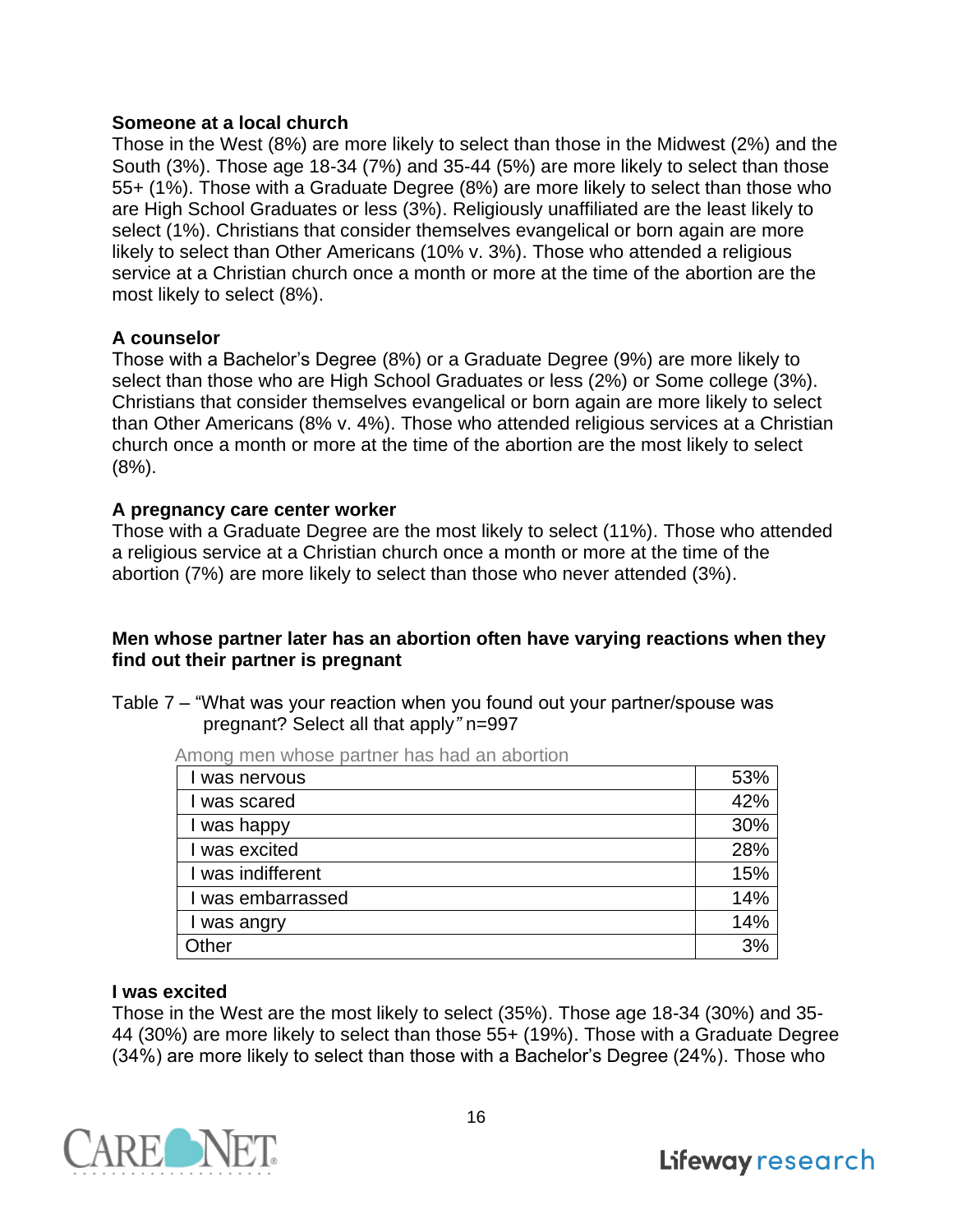**Someone at a local church**
Those in the West (8%) are more likely to select than those in the Midwest (2%) and the South (3%). Those age 18-34 (7%) and 35-44 (5%) are more likely to select than those 55+ (1%). Those with a Graduate Degree (8%) are more likely to select than those who are High School Graduates or less (3%). Religiously unaffiliated are the least likely to select (1%). Christians that consider themselves evangelical or born again are more likely to select than Other Americans (10% v. 3%). Those who attended a religious service at a Christian church once a month or more at the time of the abortion are the most likely to select (8%).

**A counselor**
Those with a Bachelor's Degree (8%) or a Graduate Degree (9%) are more likely to select than those who are High School Graduates or less (2%) or Some college (3%). Christians that consider themselves evangelical or born again are more likely to select than Other Americans (8% v. 4%). Those who attended religious services at a Christian church once a month or more at the time of the abortion are the most likely to select (8%).

**A pregnancy care center worker**
Those with a Graduate Degree are the most likely to select (11%). Those who attended a religious service at a Christian church once a month or more at the time of the abortion (7%) are more likely to select than those who never attended (3%).

**Men whose partner later has an abortion often have varying reactions when they find out their partner is pregnant**

Table 7 – "What was your reaction when you found out your partner/spouse was pregnant? Select all that apply" n=997

Among men whose partner has had an abortion

| | |
|---|---|
| I was nervous | 53% |
| I was scared | 42% |
| I was happy | 30% |
| I was excited | 28% |
| I was indifferent | 15% |
| I was embarrassed | 14% |
| I was angry | 14% |
| Other | 3% |

**I was excited**
Those in the West are the most likely to select (35%). Those age 18-34 (30%) and 35-44 (30%) are more likely to select than those 55+ (19%). Those with a Graduate Degree (34%) are more likely to select than those with a Bachelor's Degree (24%). Those who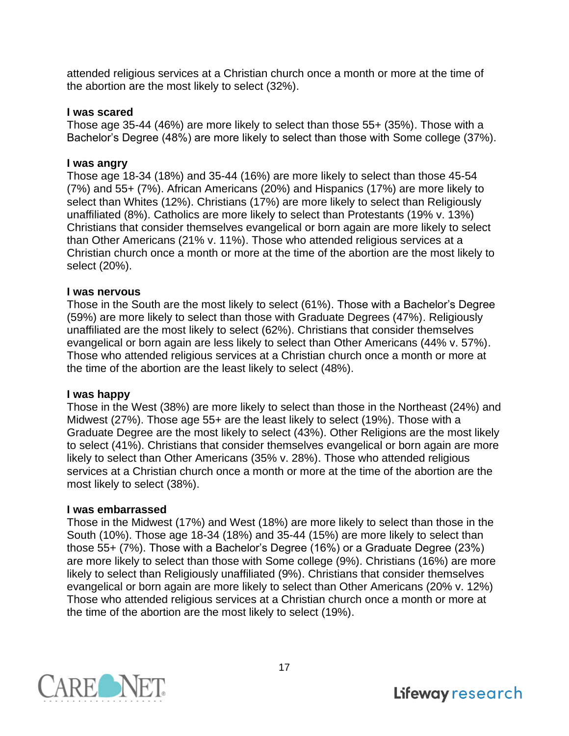attended religious services at a Christian church once a month or more at the time of the abortion are the most likely to select (32%).

**I was scared**
Those age 35-44 (46%) are more likely to select than those 55+ (35%). Those with a Bachelor's Degree (48%) are more likely to select than those with Some college (37%).

**I was angry**
Those age 18-34 (18%) and 35-44 (16%) are more likely to select than those 45-54 (7%) and 55+ (7%). African Americans (20%) and Hispanics (17%) are more likely to select than Whites (12%). Christians (17%) are more likely to select than Religiously unaffiliated (8%). Catholics are more likely to select than Protestants (19% v. 13%) Christians that consider themselves evangelical or born again are more likely to select than Other Americans (21% v. 11%). Those who attended religious services at a Christian church once a month or more at the time of the abortion are the most likely to select (20%).

**I was nervous**
Those in the South are the most likely to select (61%). Those with a Bachelor's Degree (59%) are more likely to select than those with Graduate Degrees (47%). Religiously unaffiliated are the most likely to select (62%). Christians that consider themselves evangelical or born again are less likely to select than Other Americans (44% v. 57%). Those who attended religious services at a Christian church once a month or more at the time of the abortion are the least likely to select (48%).

**I was happy**
Those in the West (38%) are more likely to select than those in the Northeast (24%) and Midwest (27%). Those age 55+ are the least likely to select (19%). Those with a Graduate Degree are the most likely to select (43%). Other Religions are the most likely to select (41%). Christians that consider themselves evangelical or born again are more likely to select than Other Americans (35% v. 28%). Those who attended religious services at a Christian church once a month or more at the time of the abortion are the most likely to select (38%).

**I was embarrassed**
Those in the Midwest (17%) and West (18%) are more likely to select than those in the South (10%). Those age 18-34 (18%) and 35-44 (15%) are more likely to select than those 55+ (7%). Those with a Bachelor's Degree (16%) or a Graduate Degree (23%) are more likely to select than those with Some college (9%). Christians (16%) are more likely to select than Religiously unaffiliated (9%). Christians that consider themselves evangelical or born again are more likely to select than Other Americans (20% v. 12%) Those who attended religious services at a Christian church once a month or more at the time of the abortion are the most likely to select (19%).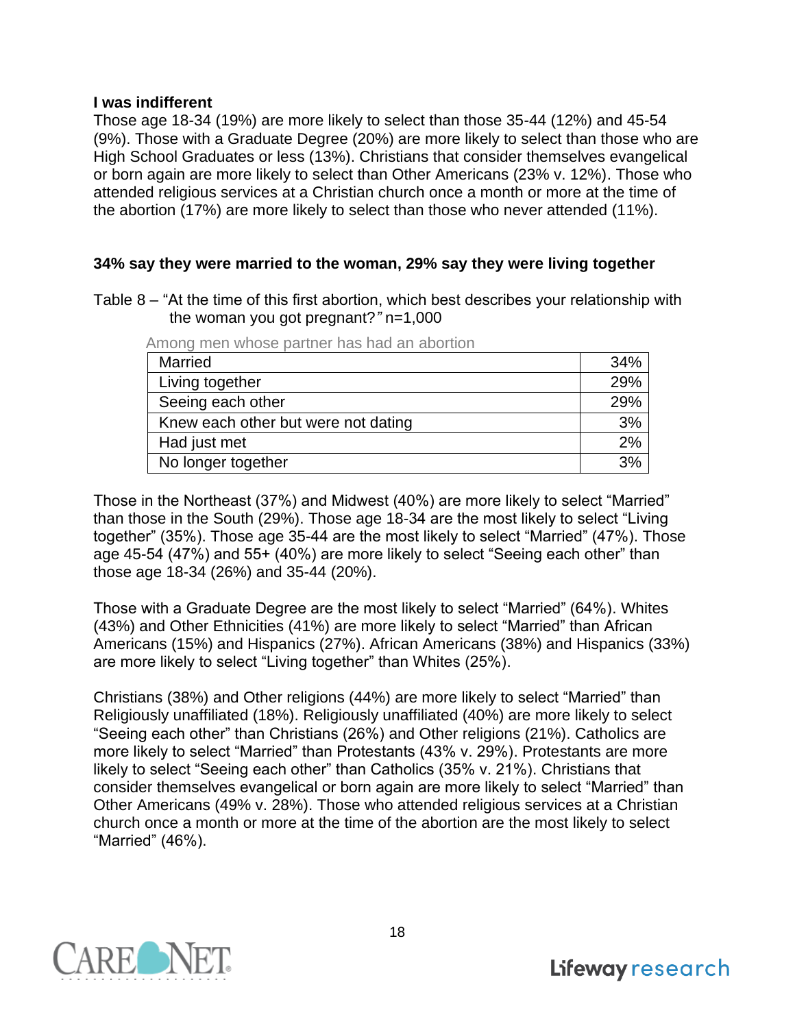**I was indifferent**

Those age 18-34 (19%) are more likely to select than those 35-44 (12%) and 45-54 (9%). Those with a Graduate Degree (20%) are more likely to select than those who are High School Graduates or less (13%). Christians that consider themselves evangelical or born again are more likely to select than Other Americans (23% v. 12%). Those who attended religious services at a Christian church once a month or more at the time of the abortion (17%) are more likely to select than those who never attended (11%).

**34% say they were married to the woman, 29% say they were living together**

Table 8 – "At the time of this first abortion, which best describes your relationship with the woman you got pregnant?" n=1,000

| Among men whose partner has had an abortion | |
|---|---|
| Married | 34% |
| Living together | 29% |
| Seeing each other | 29% |
| Knew each other but were not dating | 3% |
| Had just met | 2% |
| No longer together | 3% |

Those in the Northeast (37%) and Midwest (40%) are more likely to select "Married" than those in the South (29%). Those age 18-34 are the most likely to select "Living together" (35%). Those age 35-44 are the most likely to select "Married" (47%). Those age 45-54 (47%) and 55+ (40%) are more likely to select "Seeing each other" than those age 18-34 (26%) and 35-44 (20%).

Those with a Graduate Degree are the most likely to select "Married" (64%). Whites (43%) and Other Ethnicities (41%) are more likely to select "Married" than African Americans (15%) and Hispanics (27%). African Americans (38%) and Hispanics (33%) are more likely to select "Living together" than Whites (25%).

Christians (38%) and Other religions (44%) are more likely to select "Married" than Religiously unaffiliated (18%). Religiously unaffiliated (40%) are more likely to select "Seeing each other" than Christians (26%) and Other religions (21%). Catholics are more likely to select "Married" than Protestants (43% v. 29%). Protestants are more likely to select "Seeing each other" than Catholics (35% v. 21%). Christians that consider themselves evangelical or born again are more likely to select "Married" than Other Americans (49% v. 28%). Those who attended religious services at a Christian church once a month or more at the time of the abortion are the most likely to select "Married" (46%).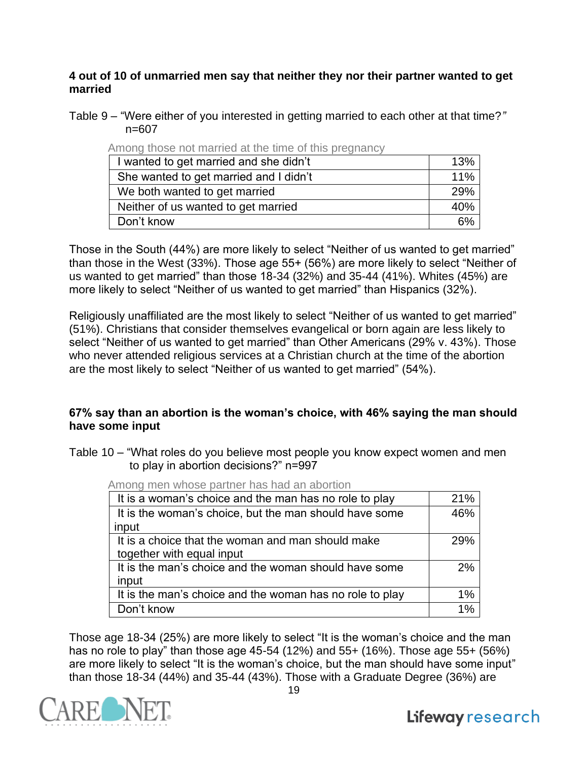**4 out of 10 of unmarried men say that neither they nor their partner wanted to get married**

Table 9 – "Were either of you interested in getting married to each other at that time?" n=607

Among those not married at the time of this pregnancy

| | |
|---|---|
| I wanted to get married and she didn't | 13% |
| She wanted to get married and I didn't | 11% |
| We both wanted to get married | 29% |
| Neither of us wanted to get married | 40% |
| Don't know | 6% |

Those in the South (44%) are more likely to select "Neither of us wanted to get married" than those in the West (33%). Those age 55+ (56%) are more likely to select "Neither of us wanted to get married" than those 18-34 (32%) and 35-44 (41%). Whites (45%) are more likely to select "Neither of us wanted to get married" than Hispanics (32%).

Religiously unaffiliated are the most likely to select "Neither of us wanted to get married" (51%). Christians that consider themselves evangelical or born again are less likely to select "Neither of us wanted to get married" than Other Americans (29% v. 43%). Those who never attended religious services at a Christian church at the time of the abortion are the most likely to select "Neither of us wanted to get married" (54%).

**67% say than an abortion is the woman's choice, with 46% saying the man should have some input**

Table 10 – "What roles do you believe most people you know expect women and men to play in abortion decisions?" n=997

Among men whose partner has had an abortion

| | |
|---|---|
| It is a woman's choice and the man has no role to play | 21% |
| It is the woman's choice, but the man should have some input | 46% |
| It is a choice that the woman and man should make together with equal input | 29% |
| It is the man's choice and the woman should have some input | 2% |
| It is the man's choice and the woman has no role to play | 1% |
| Don't know | 1% |

Those age 18-34 (25%) are more likely to select "It is the woman's choice and the man has no role to play" than those age 45-54 (12%) and 55+ (16%). Those age 55+ (56%) are more likely to select "It is the woman's choice, but the man should have some input" than those 18-34 (44%) and 35-44 (43%). Those with a Graduate Degree (36%) are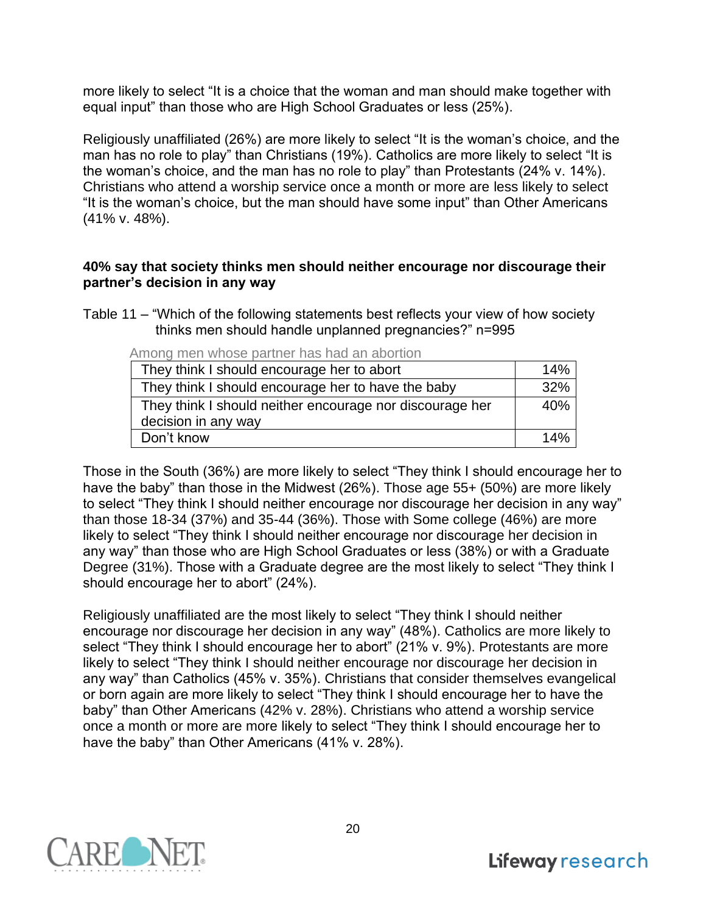more likely to select “It is a choice that the woman and man should make together with equal input” than those who are High School Graduates or less (25%).

Religiously unaffiliated (26%) are more likely to select “It is the woman’s choice, and the man has no role to play” than Christians (19%). Catholics are more likely to select “It is the woman’s choice, and the man has no role to play” than Protestants (24% v. 14%). Christians who attend a worship service once a month or more are less likely to select “It is the woman’s choice, but the man should have some input” than Other Americans (41% v. 48%).

**40% say that society thinks men should neither encourage nor discourage their partner’s decision in any way**

Table 11 – “Which of the following statements best reflects your view of how society thinks men should handle unplanned pregnancies?” n=995

Among men whose partner has had an abortion

| | |
|---|---|
| They think I should encourage her to abort | 14% |
| They think I should encourage her to have the baby | 32% |
| They think I should neither encourage nor discourage her decision in any way | 40% |
| Don’t know | 14% |

Those in the South (36%) are more likely to select “They think I should encourage her to have the baby” than those in the Midwest (26%). Those age 55+ (50%) are more likely to select “They think I should neither encourage nor discourage her decision in any way” than those 18-34 (37%) and 35-44 (36%). Those with Some college (46%) are more likely to select “They think I should neither encourage nor discourage her decision in any way” than those who are High School Graduates or less (38%) or with a Graduate Degree (31%). Those with a Graduate degree are the most likely to select “They think I should encourage her to abort” (24%).

Religiously unaffiliated are the most likely to select “They think I should neither encourage nor discourage her decision in any way” (48%). Catholics are more likely to select “They think I should encourage her to abort” (21% v. 9%). Protestants are more likely to select “They think I should neither encourage nor discourage her decision in any way” than Catholics (45% v. 35%). Christians that consider themselves evangelical or born again are more likely to select “They think I should encourage her to have the baby” than Other Americans (42% v. 28%). Christians who attend a worship service once a month or more are more likely to select “They think I should encourage her to have the baby” than Other Americans (41% v. 28%).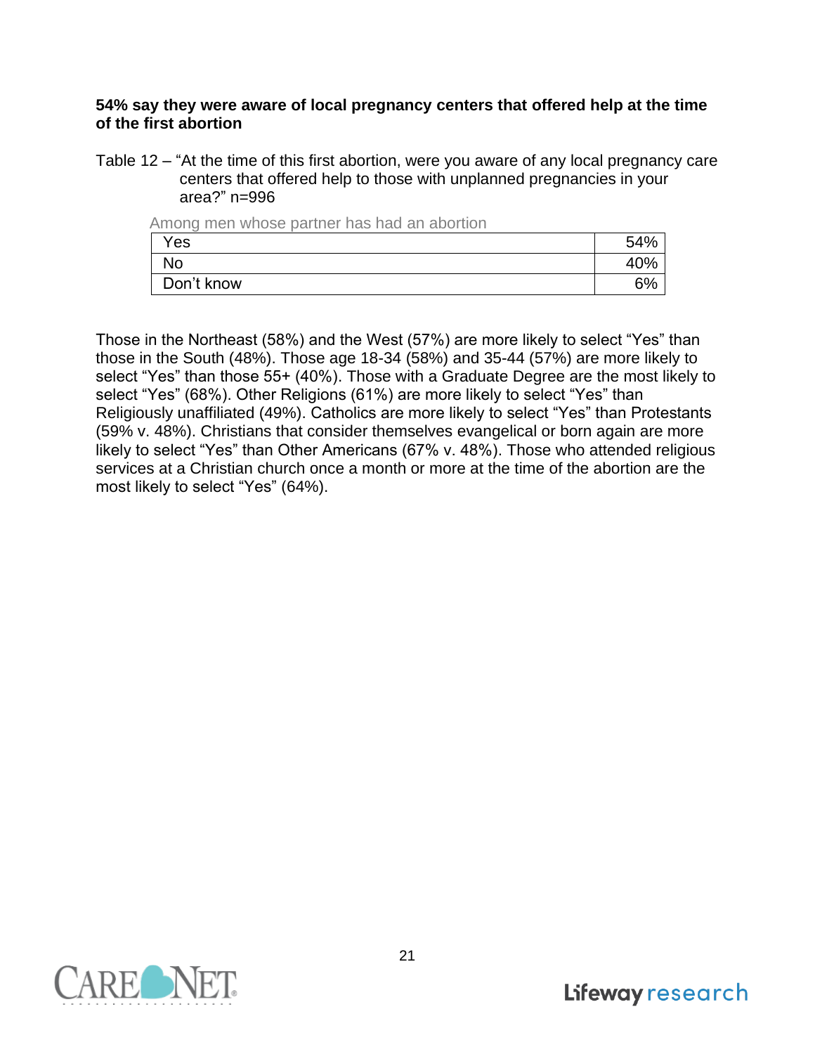**54% say they were aware of local pregnancy centers that offered help at the time of the first abortion**

Table 12 – "At the time of this first abortion, were you aware of any local pregnancy care centers that offered help to those with unplanned pregnancies in your area?" n=996

Among men whose partner has had an abortion

| | |
|---|---|
| Yes | 54% |
| No | 40% |
| Don't know | 6% |

Those in the Northeast (58%) and the West (57%) are more likely to select "Yes" than those in the South (48%). Those age 18-34 (58%) and 35-44 (57%) are more likely to select "Yes" than those 55+ (40%). Those with a Graduate Degree are the most likely to select "Yes" (68%). Other Religions (61%) are more likely to select "Yes" than Religiously unaffiliated (49%). Catholics are more likely to select "Yes" than Protestants (59% v. 48%). Christians that consider themselves evangelical or born again are more likely to select "Yes" than Other Americans (67% v. 48%). Those who attended religious services at a Christian church once a month or more at the time of the abortion are the most likely to select "Yes" (64%).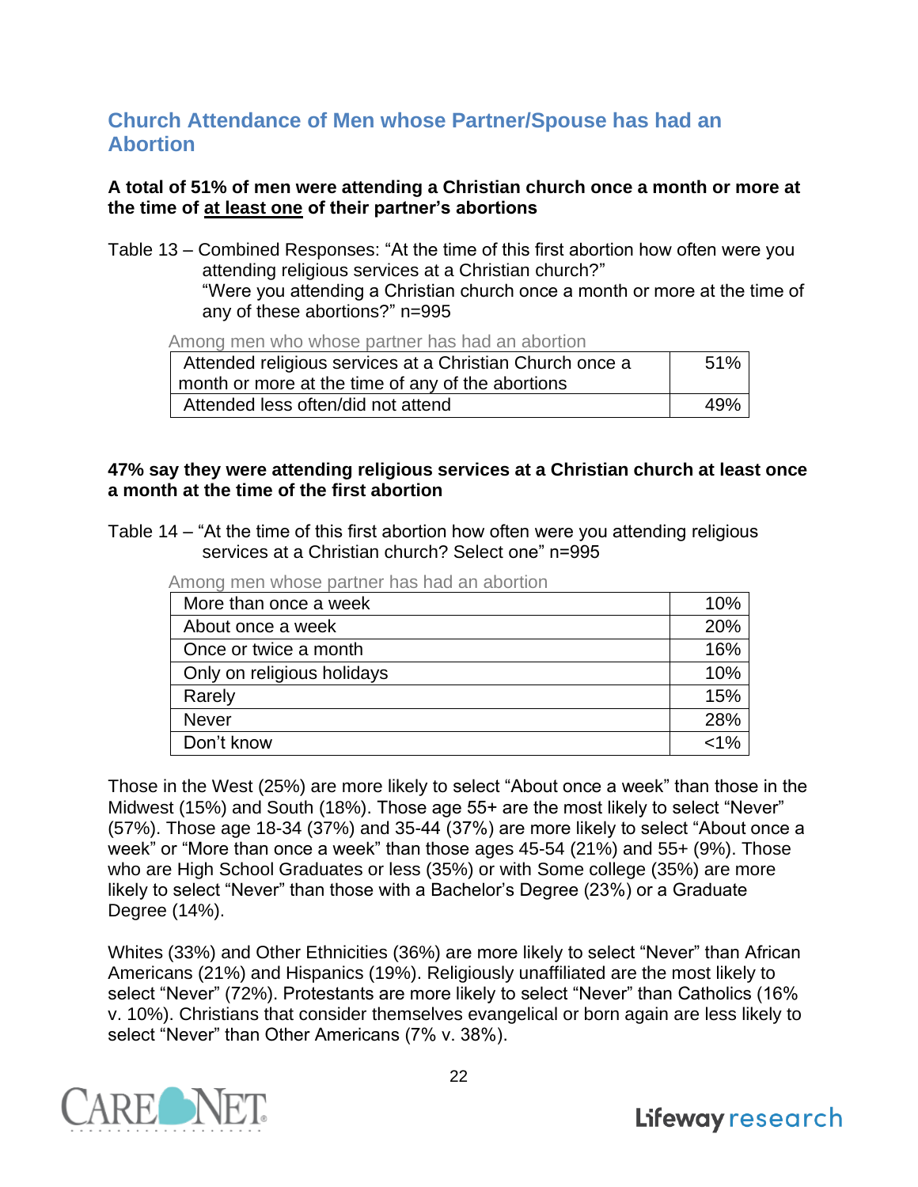## Church Attendance of Men whose Partner/Spouse has had an Abortion

**A total of 51% of men were attending a Christian church once a month or more at the time of <u>at least one</u> of their partner's abortions**

Table 13 – Combined Responses: "At the time of this first abortion how often were you attending religious services at a Christian church?"
"Were you attending a Christian church once a month or more at the time of any of these abortions?" n=995

Among men who whose partner has had an abortion

| | |
|---|---|
| Attended religious services at a Christian Church once a month or more at the time of any of the abortions | 51% |
| Attended less often/did not attend | 49% |

**47% say they were attending religious services at a Christian church at least once a month at the time of the first abortion**

Table 14 – "At the time of this first abortion how often were you attending religious services at a Christian church? Select one" n=995

Among men whose partner has had an abortion

| | |
|---|---|
| More than once a week | 10% |
| About once a week | 20% |
| Once or twice a month | 16% |
| Only on religious holidays | 10% |
| Rarely | 15% |
| Never | 28% |
| Don't know | <1% |

Those in the West (25%) are more likely to select "About once a week" than those in the Midwest (15%) and South (18%). Those age 55+ are the most likely to select "Never" (57%). Those age 18-34 (37%) and 35-44 (37%) are more likely to select "About once a week" or "More than once a week" than those ages 45-54 (21%) and 55+ (9%). Those who are High School Graduates or less (35%) or with Some college (35%) are more likely to select "Never" than those with a Bachelor's Degree (23%) or a Graduate Degree (14%).

Whites (33%) and Other Ethnicities (36%) are more likely to select "Never" than African Americans (21%) and Hispanics (19%). Religiously unaffiliated are the most likely to select "Never" (72%). Protestants are more likely to select "Never" than Catholics (16% v. 10%). Christians that consider themselves evangelical or born again are less likely to select "Never" than Other Americans (7% v. 38%).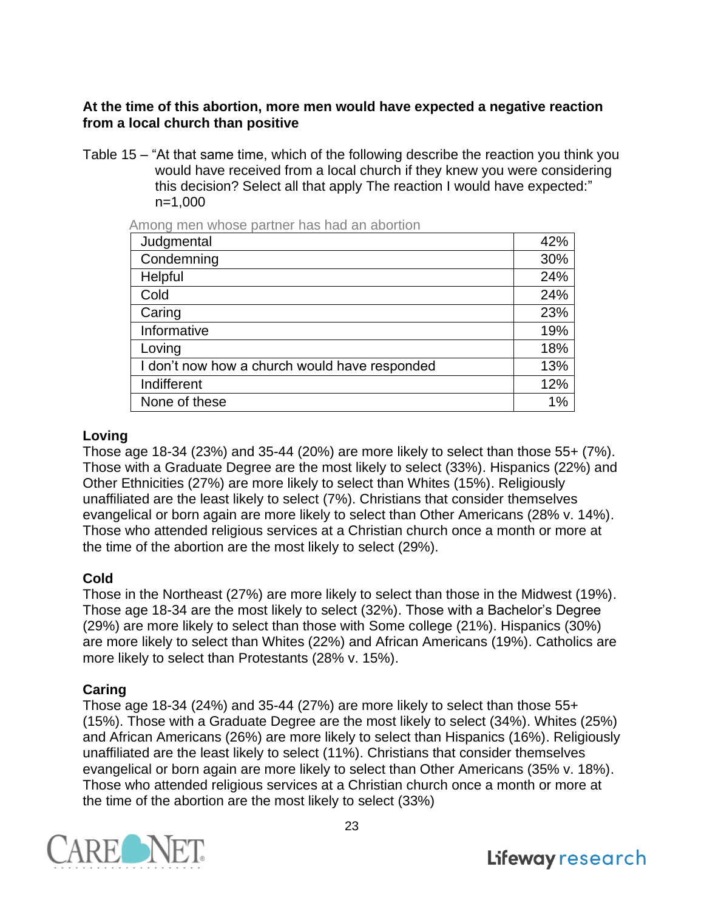**At the time of this abortion, more men would have expected a negative reaction from a local church than positive**

Table 15 – "At that same time, which of the following describe the reaction you think you would have received from a local church if they knew you were considering this decision? Select all that apply The reaction I would have expected:" n=1,000

Among men whose partner has had an abortion

| | |
|---|---|
| Judgmental | 42% |
| Condemning | 30% |
| Helpful | 24% |
| Cold | 24% |
| Caring | 23% |
| Informative | 19% |
| Loving | 18% |
| I don't now how a church would have responded | 13% |
| Indifferent | 12% |
| None of these | 1% |

**Loving**

Those age 18-34 (23%) and 35-44 (20%) are more likely to select than those 55+ (7%). Those with a Graduate Degree are the most likely to select (33%). Hispanics (22%) and Other Ethnicities (27%) are more likely to select than Whites (15%). Religiously unaffiliated are the least likely to select (7%). Christians that consider themselves evangelical or born again are more likely to select than Other Americans (28% v. 14%). Those who attended religious services at a Christian church once a month or more at the time of the abortion are the most likely to select (29%).

**Cold**

Those in the Northeast (27%) are more likely to select than those in the Midwest (19%). Those age 18-34 are the most likely to select (32%). Those with a Bachelor's Degree (29%) are more likely to select than those with Some college (21%). Hispanics (30%) are more likely to select than Whites (22%) and African Americans (19%). Catholics are more likely to select than Protestants (28% v. 15%).

**Caring**

Those age 18-34 (24%) and 35-44 (27%) are more likely to select than those 55+ (15%). Those with a Graduate Degree are the most likely to select (34%). Whites (25%) and African Americans (26%) are more likely to select than Hispanics (16%). Religiously unaffiliated are the least likely to select (11%). Christians that consider themselves evangelical or born again are more likely to select than Other Americans (35% v. 18%). Those who attended religious services at a Christian church once a month or more at the time of the abortion are the most likely to select (33%)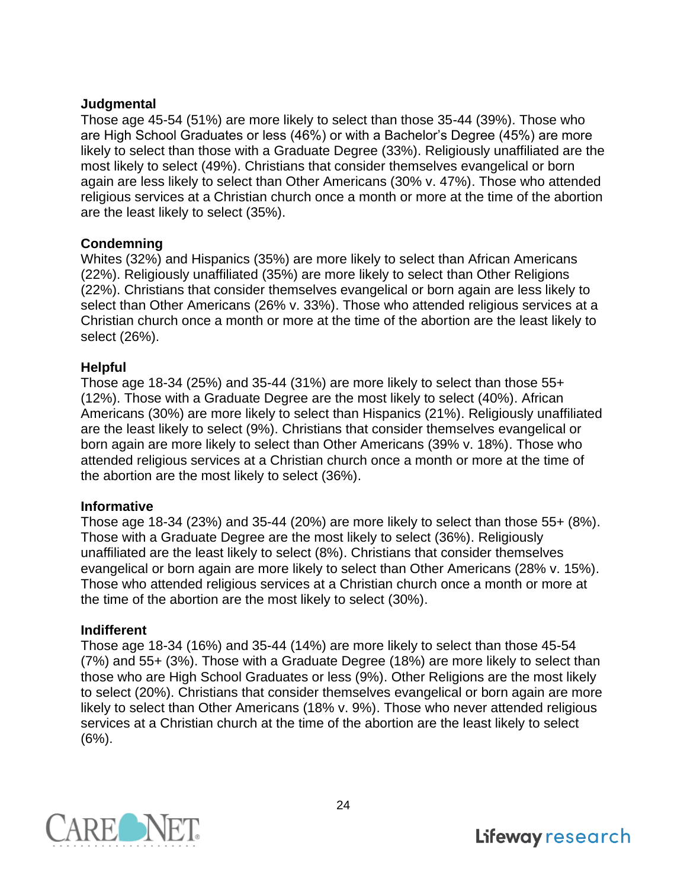**Judgmental**

Those age 45-54 (51%) are more likely to select than those 35-44 (39%). Those who are High School Graduates or less (46%) or with a Bachelor's Degree (45%) are more likely to select than those with a Graduate Degree (33%). Religiously unaffiliated are the most likely to select (49%). Christians that consider themselves evangelical or born again are less likely to select than Other Americans (30% v. 47%). Those who attended religious services at a Christian church once a month or more at the time of the abortion are the least likely to select (35%).

**Condemning**

Whites (32%) and Hispanics (35%) are more likely to select than African Americans (22%). Religiously unaffiliated (35%) are more likely to select than Other Religions (22%). Christians that consider themselves evangelical or born again are less likely to select than Other Americans (26% v. 33%). Those who attended religious services at a Christian church once a month or more at the time of the abortion are the least likely to select (26%).

**Helpful**

Those age 18-34 (25%) and 35-44 (31%) are more likely to select than those 55+ (12%). Those with a Graduate Degree are the most likely to select (40%). African Americans (30%) are more likely to select than Hispanics (21%). Religiously unaffiliated are the least likely to select (9%). Christians that consider themselves evangelical or born again are more likely to select than Other Americans (39% v. 18%). Those who attended religious services at a Christian church once a month or more at the time of the abortion are the most likely to select (36%).

**Informative**

Those age 18-34 (23%) and 35-44 (20%) are more likely to select than those 55+ (8%). Those with a Graduate Degree are the most likely to select (36%). Religiously unaffiliated are the least likely to select (8%). Christians that consider themselves evangelical or born again are more likely to select than Other Americans (28% v. 15%). Those who attended religious services at a Christian church once a month or more at the time of the abortion are the most likely to select (30%).

**Indifferent**

Those age 18-34 (16%) and 35-44 (14%) are more likely to select than those 45-54 (7%) and 55+ (3%). Those with a Graduate Degree (18%) are more likely to select than those who are High School Graduates or less (9%). Other Religions are the most likely to select (20%). Christians that consider themselves evangelical or born again are more likely to select than Other Americans (18% v. 9%). Those who never attended religious services at a Christian church at the time of the abortion are the least likely to select (6%).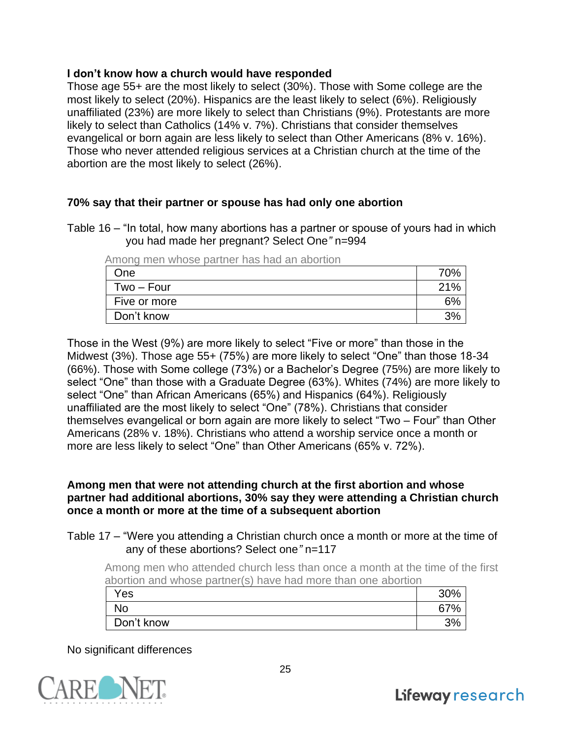**I don't know how a church would have responded**

Those age 55+ are the most likely to select (30%). Those with Some college are the most likely to select (20%). Hispanics are the least likely to select (6%). Religiously unaffiliated (23%) are more likely to select than Christians (9%). Protestants are more likely to select than Catholics (14% v. 7%). Christians that consider themselves evangelical or born again are less likely to select than Other Americans (8% v. 16%). Those who never attended religious services at a Christian church at the time of the abortion are the most likely to select (26%).

**70% say that their partner or spouse has had only one abortion**

Table 16 – "In total, how many abortions has a partner or spouse of yours had in which you had made her pregnant? Select One" n=994

Among men whose partner has had an abortion

| | |
|---|---|
| One | 70% |
| Two – Four | 21% |
| Five or more | 6% |
| Don't know | 3% |

Those in the West (9%) are more likely to select "Five or more" than those in the Midwest (3%). Those age 55+ (75%) are more likely to select "One" than those 18-34 (66%). Those with Some college (73%) or a Bachelor's Degree (75%) are more likely to select "One" than those with a Graduate Degree (63%). Whites (74%) are more likely to select "One" than African Americans (65%) and Hispanics (64%). Religiously unaffiliated are the most likely to select "One" (78%). Christians that consider themselves evangelical or born again are more likely to select "Two – Four" than Other Americans (28% v. 18%). Christians who attend a worship service once a month or more are less likely to select "One" than Other Americans (65% v. 72%).

**Among men that were not attending church at the first abortion and whose partner had additional abortions, 30% say they were attending a Christian church once a month or more at the time of a subsequent abortion**

Table 17 – "Were you attending a Christian church once a month or more at the time of any of these abortions? Select one" n=117

Among men who attended church less than once a month at the time of the first abortion and whose partner(s) have had more than one abortion

| | |
|---|---|
| Yes | 30% |
| No | 67% |
| Don't know | 3% |

No significant differences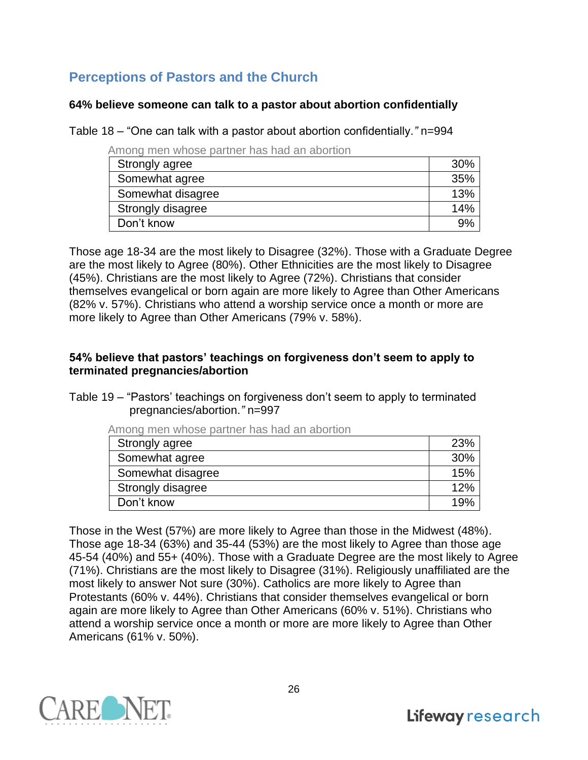## Perceptions of Pastors and the Church

### 64% believe someone can talk to a pastor about abortion confidentially

Table 18 – "One can talk with a pastor about abortion confidentially." n=994

| Among men whose partner has had an abortion | |
|---|---|
| Strongly agree | 30% |
| Somewhat agree | 35% |
| Somewhat disagree | 13% |
| Strongly disagree | 14% |
| Don't know | 9% |

Those age 18-34 are the most likely to Disagree (32%). Those with a Graduate Degree are the most likely to Agree (80%). Other Ethnicities are the most likely to Disagree (45%). Christians are the most likely to Agree (72%). Christians that consider themselves evangelical or born again are more likely to Agree than Other Americans (82% v. 57%). Christians who attend a worship service once a month or more are more likely to Agree than Other Americans (79% v. 58%).

### 54% believe that pastors' teachings on forgiveness don't seem to apply to terminated pregnancies/abortion

Table 19 – "Pastors' teachings on forgiveness don't seem to apply to terminated pregnancies/abortion." n=997

| Among men whose partner has had an abortion | |
|---|---|
| Strongly agree | 23% |
| Somewhat agree | 30% |
| Somewhat disagree | 15% |
| Strongly disagree | 12% |
| Don't know | 19% |

Those in the West (57%) are more likely to Agree than those in the Midwest (48%). Those age 18-34 (63%) and 35-44 (53%) are the most likely to Agree than those age 45-54 (40%) and 55+ (40%). Those with a Graduate Degree are the most likely to Agree (71%). Christians are the most likely to Disagree (31%). Religiously unaffiliated are the most likely to answer Not sure (30%). Catholics are more likely to Agree than Protestants (60% v. 44%). Christians that consider themselves evangelical or born again are more likely to Agree than Other Americans (60% v. 51%). Christians who attend a worship service once a month or more are more likely to Agree than Other Americans (61% v. 50%).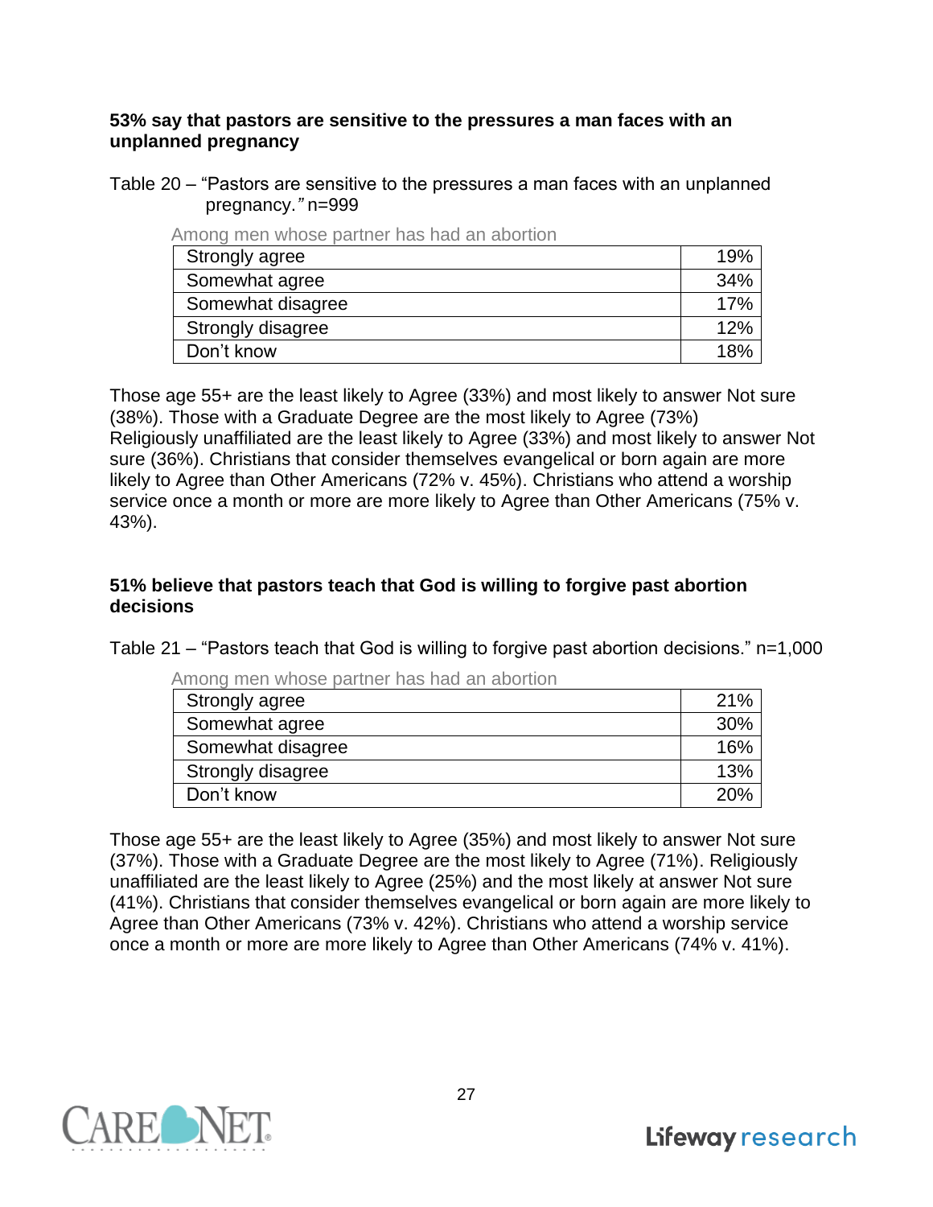**53% say that pastors are sensitive to the pressures a man faces with an unplanned pregnancy**

Table 20 – "Pastors are sensitive to the pressures a man faces with an unplanned pregnancy." n=999

| Among men whose partner has had an abortion | |
|---|---|
| Strongly agree | 19% |
| Somewhat agree | 34% |
| Somewhat disagree | 17% |
| Strongly disagree | 12% |
| Don't know | 18% |

Those age 55+ are the least likely to Agree (33%) and most likely to answer Not sure (38%). Those with a Graduate Degree are the most likely to Agree (73%) Religiously unaffiliated are the least likely to Agree (33%) and most likely to answer Not sure (36%). Christians that consider themselves evangelical or born again are more likely to Agree than Other Americans (72% v. 45%). Christians who attend a worship service once a month or more are more likely to Agree than Other Americans (75% v. 43%).

**51% believe that pastors teach that God is willing to forgive past abortion decisions**

Table 21 – "Pastors teach that God is willing to forgive past abortion decisions." n=1,000

| Among men whose partner has had an abortion | |
|---|---|
| Strongly agree | 21% |
| Somewhat agree | 30% |
| Somewhat disagree | 16% |
| Strongly disagree | 13% |
| Don't know | 20% |

Those age 55+ are the least likely to Agree (35%) and most likely to answer Not sure (37%). Those with a Graduate Degree are the most likely to Agree (71%). Religiously unaffiliated are the least likely to Agree (25%) and the most likely at answer Not sure (41%). Christians that consider themselves evangelical or born again are more likely to Agree than Other Americans (73% v. 42%). Christians who attend a worship service once a month or more are more likely to Agree than Other Americans (74% v. 41%).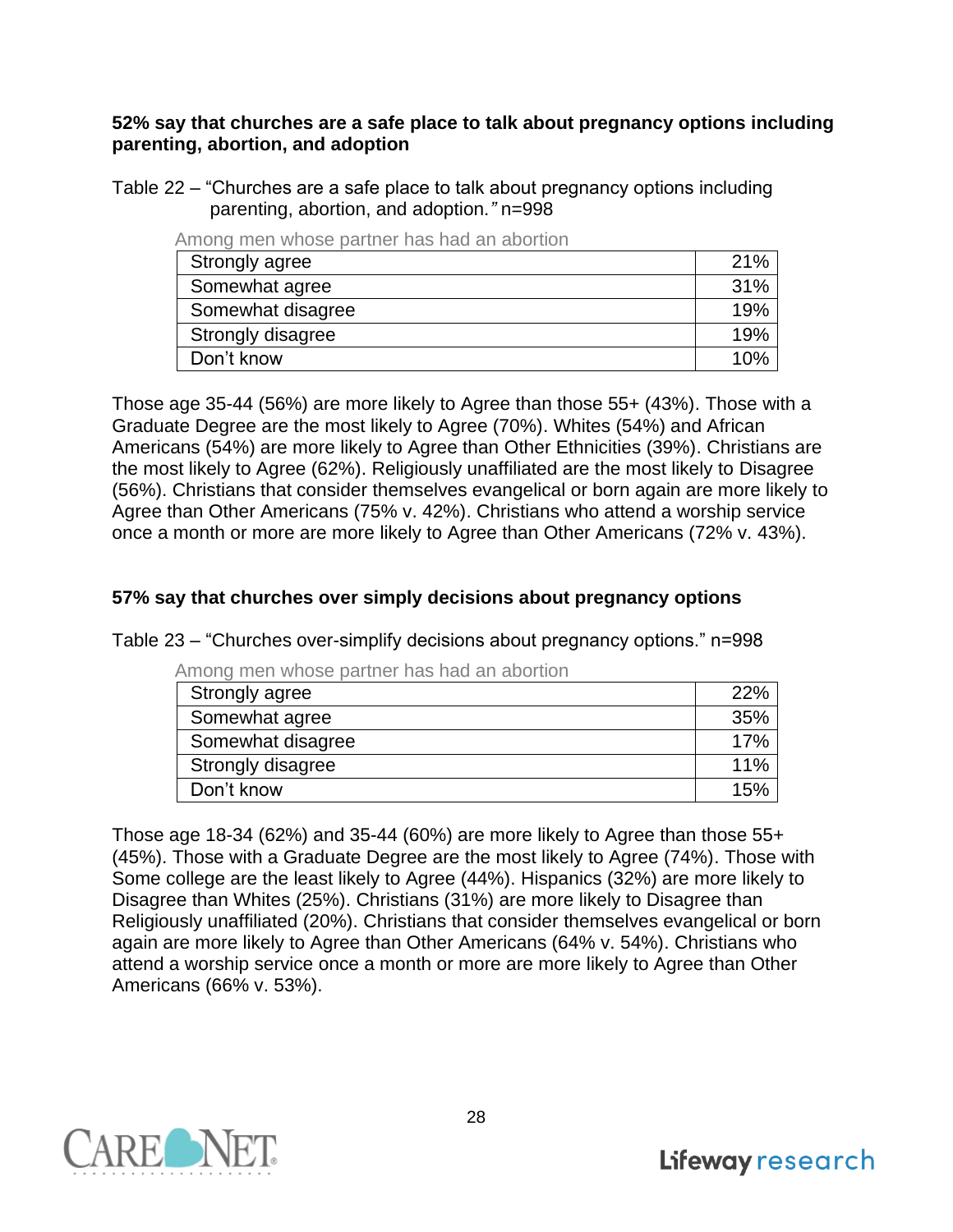**52% say that churches are a safe place to talk about pregnancy options including parenting, abortion, and adoption**

Table 22 – "Churches are a safe place to talk about pregnancy options including parenting, abortion, and adoption." n=998

| Among men whose partner has had an abortion | |
|---|---|
| Strongly agree | 21% |
| Somewhat agree | 31% |
| Somewhat disagree | 19% |
| Strongly disagree | 19% |
| Don't know | 10% |

Those age 35-44 (56%) are more likely to Agree than those 55+ (43%). Those with a Graduate Degree are the most likely to Agree (70%). Whites (54%) and African Americans (54%) are more likely to Agree than Other Ethnicities (39%). Christians are the most likely to Agree (62%). Religiously unaffiliated are the most likely to Disagree (56%). Christians that consider themselves evangelical or born again are more likely to Agree than Other Americans (75% v. 42%). Christians who attend a worship service once a month or more are more likely to Agree than Other Americans (72% v. 43%).

**57% say that churches over simply decisions about pregnancy options**

Table 23 – "Churches over-simplify decisions about pregnancy options." n=998

| Among men whose partner has had an abortion | |
|---|---|
| Strongly agree | 22% |
| Somewhat agree | 35% |
| Somewhat disagree | 17% |
| Strongly disagree | 11% |
| Don't know | 15% |

Those age 18-34 (62%) and 35-44 (60%) are more likely to Agree than those 55+ (45%). Those with a Graduate Degree are the most likely to Agree (74%). Those with Some college are the least likely to Agree (44%). Hispanics (32%) are more likely to Disagree than Whites (25%). Christians (31%) are more likely to Disagree than Religiously unaffiliated (20%). Christians that consider themselves evangelical or born again are more likely to Agree than Other Americans (64% v. 54%). Christians who attend a worship service once a month or more are more likely to Agree than Other Americans (66% v. 53%).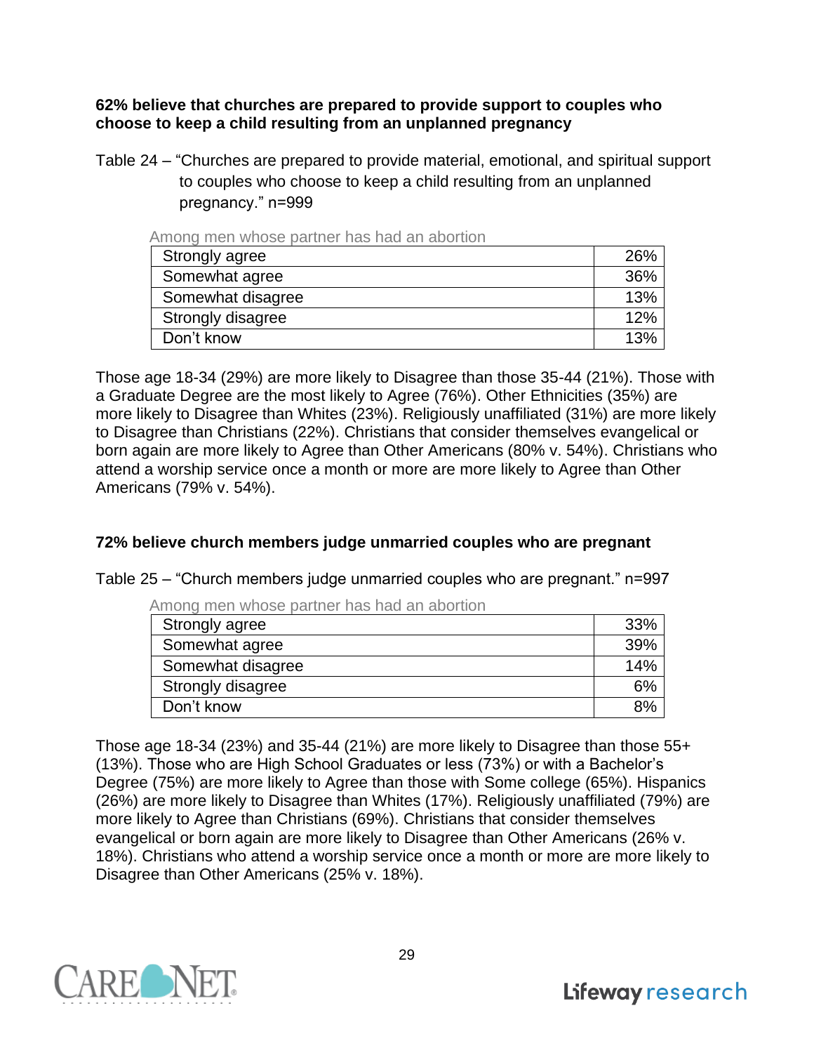**62% believe that churches are prepared to provide support to couples who choose to keep a child resulting from an unplanned pregnancy**

Table 24 – "Churches are prepared to provide material, emotional, and spiritual support to couples who choose to keep a child resulting from an unplanned pregnancy." n=999

| Among men whose partner has had an abortion | |
|---|---|
| Strongly agree | 26% |
| Somewhat agree | 36% |
| Somewhat disagree | 13% |
| Strongly disagree | 12% |
| Don't know | 13% |

Those age 18-34 (29%) are more likely to Disagree than those 35-44 (21%). Those with a Graduate Degree are the most likely to Agree (76%). Other Ethnicities (35%) are more likely to Disagree than Whites (23%). Religiously unaffiliated (31%) are more likely to Disagree than Christians (22%). Christians that consider themselves evangelical or born again are more likely to Agree than Other Americans (80% v. 54%). Christians who attend a worship service once a month or more are more likely to Agree than Other Americans (79% v. 54%).

**72% believe church members judge unmarried couples who are pregnant**

Table 25 – "Church members judge unmarried couples who are pregnant." n=997

| Among men whose partner has had an abortion | |
|---|---|
| Strongly agree | 33% |
| Somewhat agree | 39% |
| Somewhat disagree | 14% |
| Strongly disagree | 6% |
| Don't know | 8% |

Those age 18-34 (23%) and 35-44 (21%) are more likely to Disagree than those 55+ (13%). Those who are High School Graduates or less (73%) or with a Bachelor's Degree (75%) are more likely to Agree than those with Some college (65%). Hispanics (26%) are more likely to Disagree than Whites (17%). Religiously unaffiliated (79%) are more likely to Agree than Christians (69%). Christians that consider themselves evangelical or born again are more likely to Disagree than Other Americans (26% v. 18%). Christians who attend a worship service once a month or more are more likely to Disagree than Other Americans (25% v. 18%).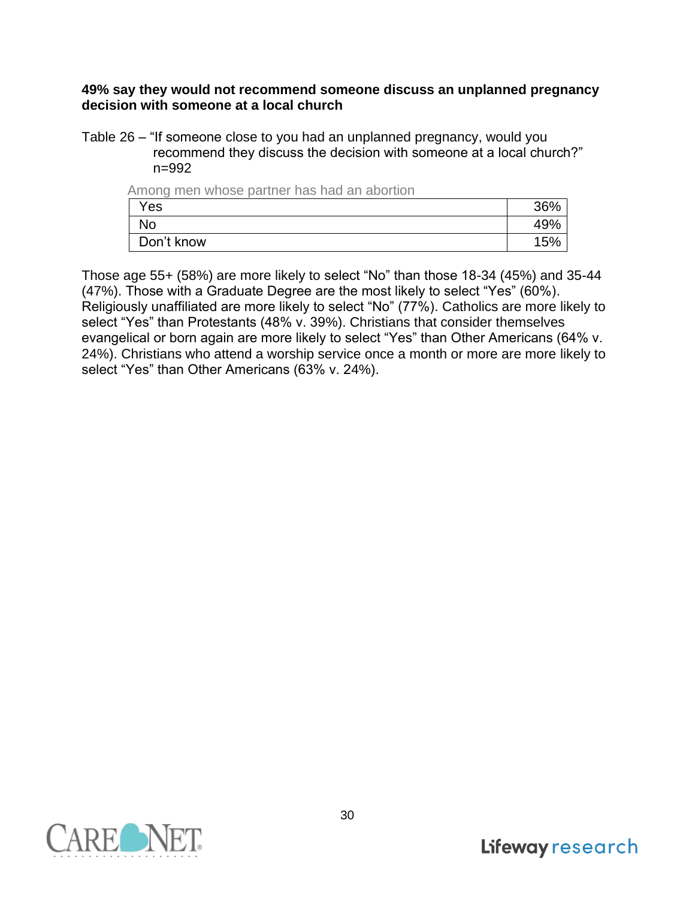**49% say they would not recommend someone discuss an unplanned pregnancy decision with someone at a local church**

Table 26 – "If someone close to you had an unplanned pregnancy, would you recommend they discuss the decision with someone at a local church?" n=992

| Among men whose partner has had an abortion | |
|---|---|
| Yes | 36% |
| No | 49% |
| Don't know | 15% |

Those age 55+ (58%) are more likely to select "No" than those 18-34 (45%) and 35-44 (47%). Those with a Graduate Degree are the most likely to select "Yes" (60%). Religiously unaffiliated are more likely to select "No" (77%). Catholics are more likely to select "Yes" than Protestants (48% v. 39%). Christians that consider themselves evangelical or born again are more likely to select "Yes" than Other Americans (64% v. 24%). Christians who attend a worship service once a month or more are more likely to select "Yes" than Other Americans (63% v. 24%).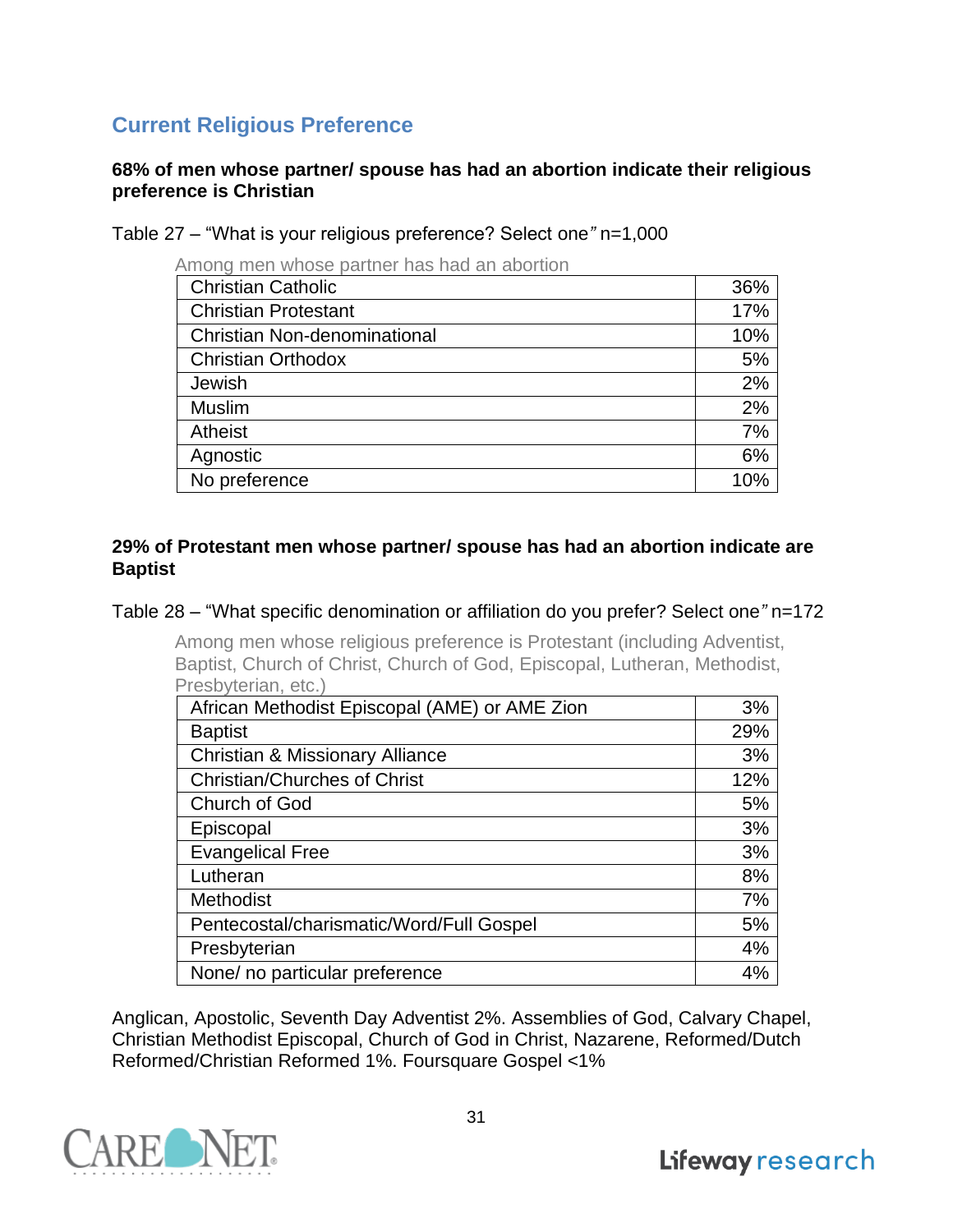## Current Religious Preference

**68% of men whose partner/ spouse has had an abortion indicate their religious preference is Christian**

Table 27 – "What is your religious preference? Select one" n=1,000

Among men whose partner has had an abortion

| | |
|---|---|
| Christian Catholic | 36% |
| Christian Protestant | 17% |
| Christian Non-denominational | 10% |
| Christian Orthodox | 5% |
| Jewish | 2% |
| Muslim | 2% |
| Atheist | 7% |
| Agnostic | 6% |
| No preference | 10% |

**29% of Protestant men whose partner/ spouse has had an abortion indicate are Baptist**

Table 28 – "What specific denomination or affiliation do you prefer? Select one" n=172

Among men whose religious preference is Protestant (including Adventist, Baptist, Church of Christ, Church of God, Episcopal, Lutheran, Methodist, Presbyterian, etc.)

| | |
|---|---|
| African Methodist Episcopal (AME) or AME Zion | 3% |
| Baptist | 29% |
| Christian & Missionary Alliance | 3% |
| Christian/Churches of Christ | 12% |
| Church of God | 5% |
| Episcopal | 3% |
| Evangelical Free | 3% |
| Lutheran | 8% |
| Methodist | 7% |
| Pentecostal/charismatic/Word/Full Gospel | 5% |
| Presbyterian | 4% |
| None/ no particular preference | 4% |

Anglican, Apostolic, Seventh Day Adventist 2%. Assemblies of God, Calvary Chapel, Christian Methodist Episcopal, Church of God in Christ, Nazarene, Reformed/Dutch Reformed/Christian Reformed 1%. Foursquare Gospel <1%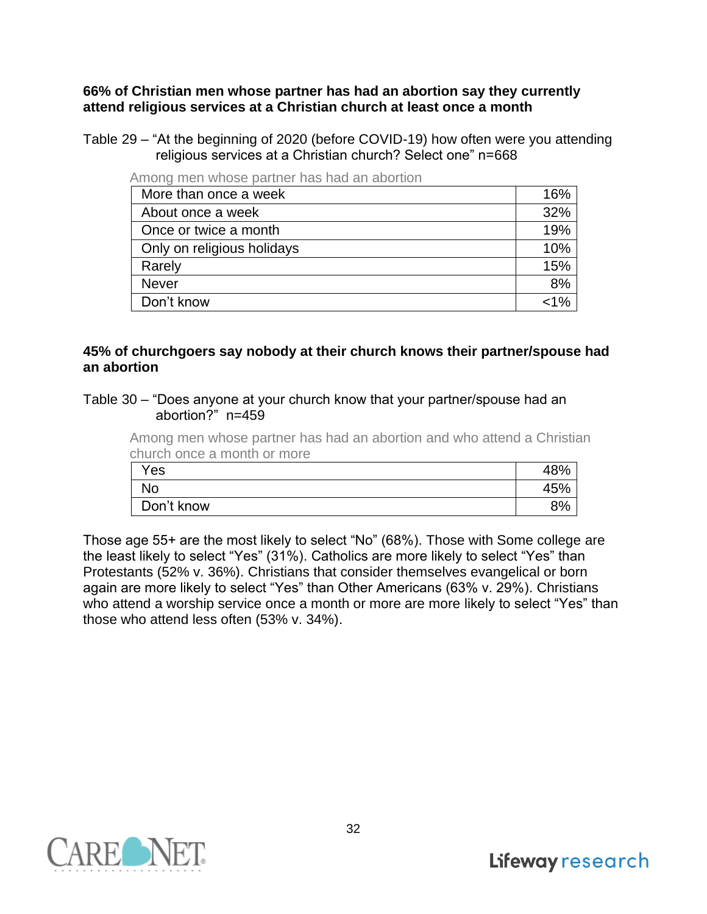**66% of Christian men whose partner has had an abortion say they currently attend religious services at a Christian church at least once a month**

Table 29 – "At the beginning of 2020 (before COVID-19) how often were you attending religious services at a Christian church? Select one" n=668

Among men whose partner has had an abortion

| | |
|---|---|
| More than once a week | 16% |
| About once a week | 32% |
| Once or twice a month | 19% |
| Only on religious holidays | 10% |
| Rarely | 15% |
| Never | 8% |
| Don't know | <1% |

**45% of churchgoers say nobody at their church knows their partner/spouse had an abortion**

Table 30 – "Does anyone at your church know that your partner/spouse had an abortion?" n=459

Among men whose partner has had an abortion and who attend a Christian church once a month or more

| | |
|---|---|
| Yes | 48% |
| No | 45% |
| Don't know | 8% |

Those age 55+ are the most likely to select "No" (68%). Those with Some college are the least likely to select "Yes" (31%). Catholics are more likely to select "Yes" than Protestants (52% v. 36%). Christians that consider themselves evangelical or born again are more likely to select "Yes" than Other Americans (63% v. 29%). Christians who attend a worship service once a month or more are more likely to select "Yes" than those who attend less often (53% v. 34%).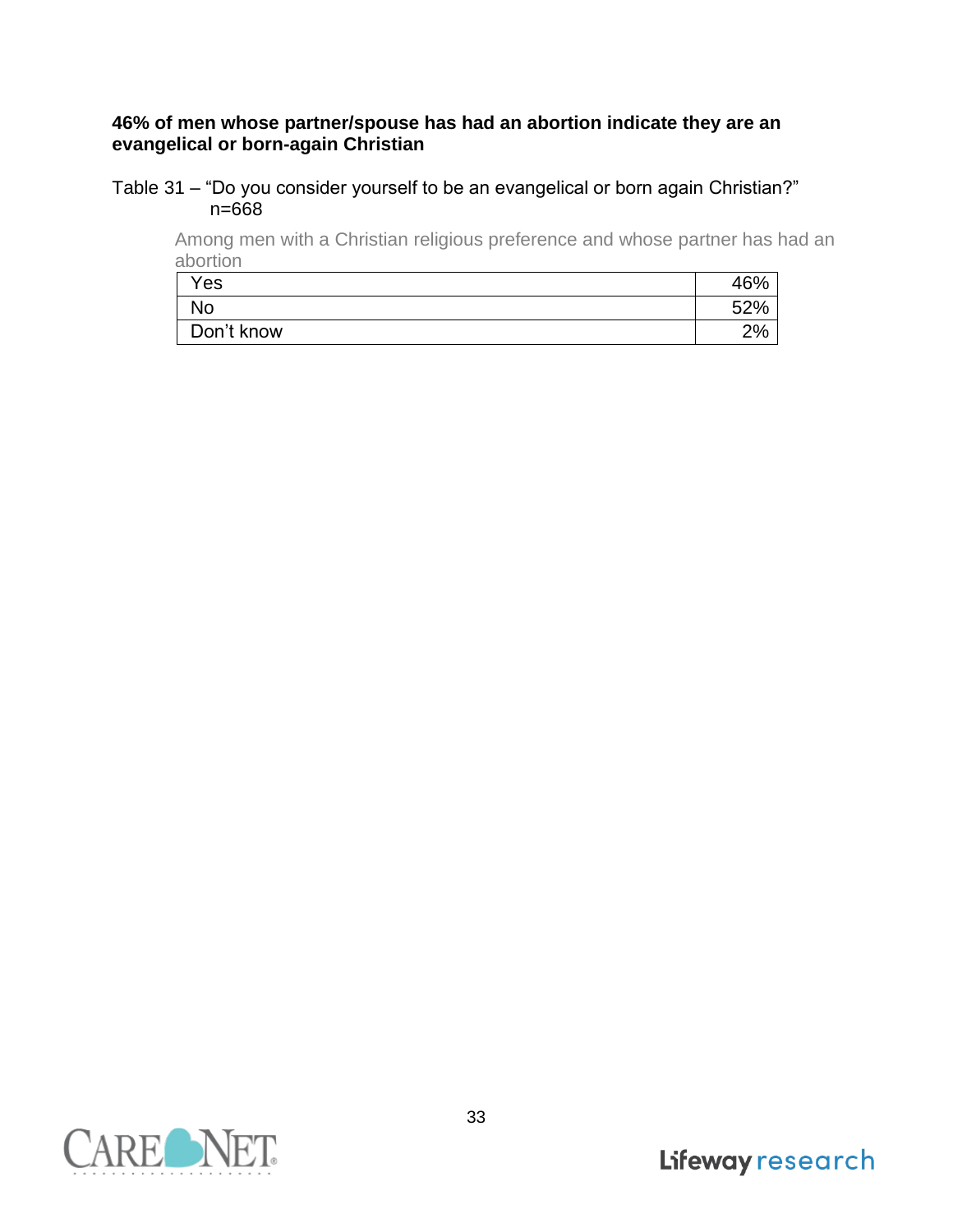**46% of men whose partner/spouse has had an abortion indicate they are an evangelical or born-again Christian**

Table 31 – "Do you consider yourself to be an evangelical or born again Christian?"
n=668

Among men with a Christian religious preference and whose partner has had an abortion

| | |
|---|---|
| Yes | 46% |
| No | 52% |
| Don't know | 2% |